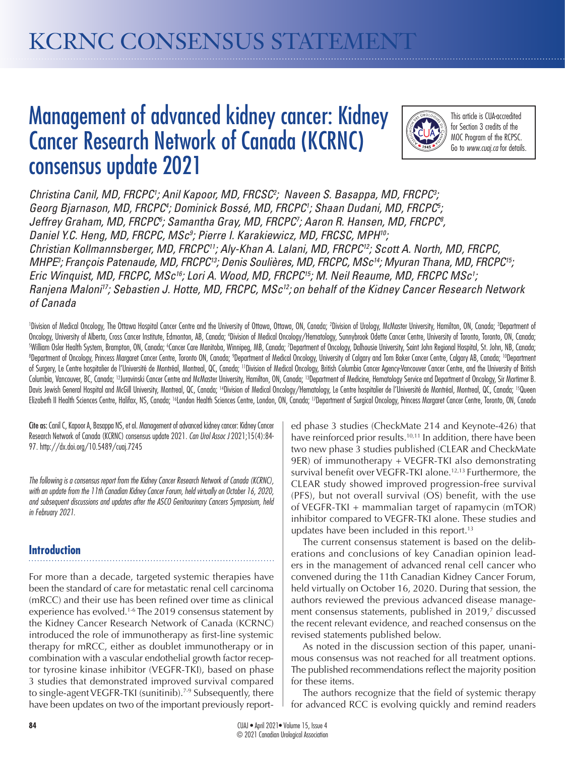# KCRNC CONSENSUS STATEMENT

# Management of advanced kidney cancer: Kidney Cancer Research Network of Canada (KCRNC) consensus update 2021

This article is CUA-accredited for Section 3 credits of the MOC Program of the RCPSC. Go to *www.cuaj.ca* for details.

*Christina Canil, MD, FRCPC[1]; Anil Kapoor, MD, FRCSC[2]; Naveen S. Basappa, MD, FRCPC[3]; Georg Bjarnason, MD, FRCPC[4]; Dominick Bossé, MD, FRCPC[1]; Shaan Dudani, MD, FRCPC[5]; Jeffrey Graham, MD, FRCPC[6]; Samantha Gray, MD, FRCPC[7]; Aaron R. Hansen, MD, FRCPC[8], Daniel Y.C. Heng, MD, FRCPC, MSc[9]; Pierre I. Karakiewicz, MD, FRCSC, MPH[10]; Christian Kollmannsberger, MD, FRCPC[11]; Aly-Khan A. Lalani, MD, FRCPC[12]; Scott A. North, MD, FRCPC, MHPE[3]; François Patenaude, MD, FRCPC[13]; Denis Soulières, MD, FRCPC, MSc[14]; Myuran Thana, MD, FRCPC[15]; Eric Winquist, MD, FRCPC, MSc[16]; Lori A. Wood, MD, FRCPC[15]; M. Neil Reaume, MD, FRCPC MSc[1]; Ranjena Maloni[17]; Sebastien J. Hotte, MD, FRCPC, MSc[12]; on behalf of the Kidney Cancer Research Network of Canada*

[1]Division of Medical Oncology, The Ottawa Hospital Cancer Centre and the University of Ottawa, Ottawa, ON, Canada; [2]Division of Urology, McMaster University, Hamilton, ON, Canada; [3]Department of Oncology, University of Alberta, Cross Cancer Institute, Edmonton, AB, Canada; [4]Division of Medical Oncology/Hematology, Sunnybrook Odette Cancer Centre, University of Toronto, Toronto, ON, Canada; [5]William Osler Health System, Brampton, ON, Canada; [6]Cancer Care Manitoba, Winnipeg, MB, Canada; [7]Department of Oncology, Dalhousie University, Saint John Regional Hospital, St. John, NB, Canada; [8]Department of Oncology, Princess Margaret Cancer Centre, Toronto ON, Canada; [9]Department of Medical Oncology, University of Calgary and Tom Baker Cancer Centre, Calgary AB, Canada; [10]Department of Surgery, Le Centre hospitalier de l'Université de Montréal, Montreal, QC, Canada; [11]Division of Medical Oncology, British Columbia Cancer Agency-Vancouver Cancer Centre, and the University of British Columbia, Vancouver, BC, Canada; [12]Juravinski Cancer Centre and McMaster University, Hamilton, ON, Canada; [13]Department of Medicine, Hematology Service and Department of Oncology, Sir Mortimer B. Davis Jewish General Hospital and McGill University, Montreal, QC, Canada; [14]Division of Medical Oncology/Hematology, Le Centre hospitalier de l'Université de Montréal, Montreal, QC, Canada; [15]Queen Elizabeth II Health Sciences Centre, Halifax, NS, Canada; [16]London Health Sciences Centre, London, ON, Canada; [17]Department of Surgical Oncology, Princess Margaret Cancer Centre, Toronto, ON, Canada

**Cite as:** Canil C, Kapoor A, Basappa NS, et al. Management of advanced kidney cancer: Kidney Cancer Research Network of Canada (KCRNC) consensus update 2021. *Can Urol Assoc J* 2021;15(4):84-97. http://dx.doi.org/10.5489/cuaj.7245

*The following is a consensus report from the Kidney Cancer Research Network of Canada (KCRNC), with an update from the 11th Canadian Kidney Cancer Forum, held virtually on October 16, 2020, and subsequent discussions and updates after the ASCO Genitourinary Cancers Symposium, held in February 2021.*

## Introduction

For more than a decade, targeted systemic therapies have been the standard of care for metastatic renal cell carcinoma (mRCC) and their use has been refined over time as clinical experience has evolved.[1-6] The 2019 consensus statement by the Kidney Cancer Research Network of Canada (KCRNC) introduced the role of immunotherapy as first-line systemic therapy for mRCC, either as doublet immunotherapy or in combination with a vascular endothelial growth factor receptor tyrosine kinase inhibitor (VEGFR-TKI), based on phase 3 studies that demonstrated improved survival compared to single-agent VEGFR-TKI (sunitinib).[7-9] Subsequently, there have been updates on two of the important previously reported phase 3 studies (CheckMate 214 and Keynote-426) that have reinforced prior results.[10,11] In addition, there have been two new phase 3 studies published (CLEAR and CheckMate 9ER) of immunotherapy + VEGFR-TKI also demonstrating survival benefit over VEGFR-TKI alone.[12,13] Furthermore, the CLEAR study showed improved progression-free survival (PFS), but not overall survival (OS) benefit, with the use of VEGFR-TKI + mammalian target of rapamycin (mTOR) inhibitor compared to VEGFR-TKI alone. These studies and updates have been included in this report.[13]

The current consensus statement is based on the deliberations and conclusions of key Canadian opinion leaders in the management of advanced renal cell cancer who convened during the 11th Canadian Kidney Cancer Forum, held virtually on October 16, 2020. During that session, the authors reviewed the previous advanced disease management consensus statements, published in 2019,[7] discussed the recent relevant evidence, and reached consensus on the revised statements published below.

As noted in the discussion section of this paper, unanimous consensus was not reached for all treatment options. The published recommendations reflect the majority position for these items.

The authors recognize that the field of systemic therapy for advanced RCC is evolving quickly and remind readers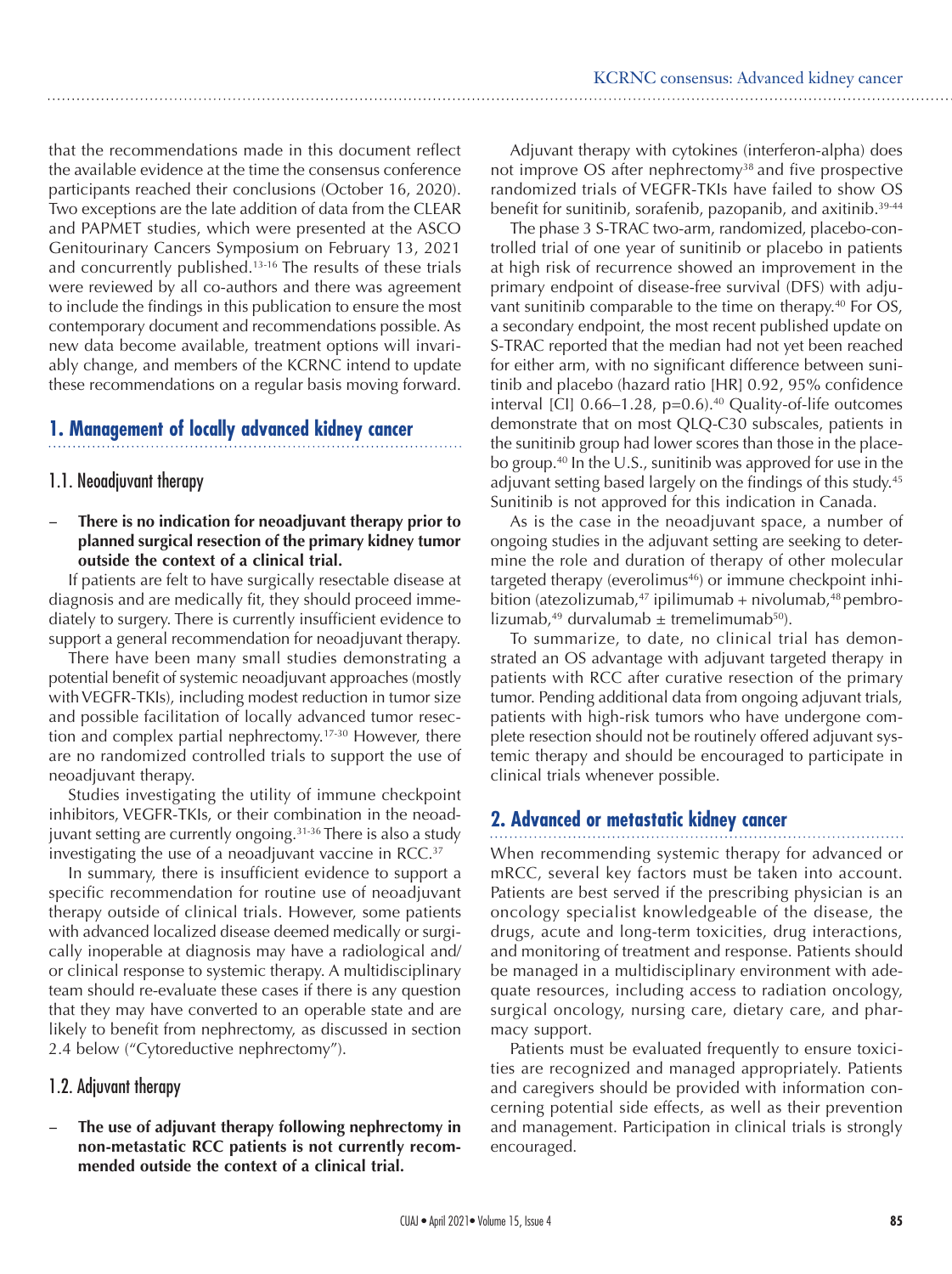that the recommendations made in this document reflect the available evidence at the time the consensus conference participants reached their conclusions (October 16, 2020). Two exceptions are the late addition of data from the CLEAR and PAPMET studies, which were presented at the ASCO Genitourinary Cancers Symposium on February 13, 2021 and concurrently published.[13-16] The results of these trials were reviewed by all co-authors and there was agreement to include the findings in this publication to ensure the most contemporary document and recommendations possible. As new data become available, treatment options will invariably change, and members of the KCRNC intend to update these recommendations on a regular basis moving forward.

## 1. Management of locally advanced kidney cancer

### 1.1. Neoadjuvant therapy

– **There is no indication for neoadjuvant therapy prior to planned surgical resection of the primary kidney tumor outside the context of a clinical trial.**

If patients are felt to have surgically resectable disease at diagnosis and are medically fit, they should proceed immediately to surgery. There is currently insufficient evidence to support a general recommendation for neoadjuvant therapy.

There have been many small studies demonstrating a potential benefit of systemic neoadjuvant approaches (mostly with VEGFR-TKIs), including modest reduction in tumor size and possible facilitation of locally advanced tumor resection and complex partial nephrectomy.[17-30] However, there are no randomized controlled trials to support the use of neoadjuvant therapy.

Studies investigating the utility of immune checkpoint inhibitors, VEGFR-TKIs, or their combination in the neoadjuvant setting are currently ongoing.[31-36] There is also a study investigating the use of a neoadjuvant vaccine in RCC.[37]

In summary, there is insufficient evidence to support a specific recommendation for routine use of neoadjuvant therapy outside of clinical trials. However, some patients with advanced localized disease deemed medically or surgically inoperable at diagnosis may have a radiological and/or clinical response to systemic therapy. A multidisciplinary team should re-evaluate these cases if there is any question that they may have converted to an operable state and are likely to benefit from nephrectomy, as discussed in section 2.4 below ("Cytoreductive nephrectomy").

### 1.2. Adjuvant therapy

– **The use of adjuvant therapy following nephrectomy in non-metastatic RCC patients is not currently recommended outside the context of a clinical trial.**

Adjuvant therapy with cytokines (interferon-alpha) does not improve OS after nephrectomy[38] and five prospective randomized trials of VEGFR-TKIs have failed to show OS benefit for sunitinib, sorafenib, pazopanib, and axitinib.[39-44]

The phase 3 S-TRAC two-arm, randomized, placebo-controlled trial of one year of sunitinib or placebo in patients at high risk of recurrence showed an improvement in the primary endpoint of disease-free survival (DFS) with adjuvant sunitinib comparable to the time on therapy.[40] For OS, a secondary endpoint, the most recent published update on S-TRAC reported that the median had not yet been reached for either arm, with no significant difference between sunitinib and placebo (hazard ratio [HR] 0.92, 95% confidence interval [CI] 0.66–1.28, p=0.6).[40] Quality-of-life outcomes demonstrate that on most QLQ-C30 subscales, patients in the sunitinib group had lower scores than those in the placebo group.[40] In the U.S., sunitinib was approved for use in the adjuvant setting based largely on the findings of this study.[45] Sunitinib is not approved for this indication in Canada.

As is the case in the neoadjuvant space, a number of ongoing studies in the adjuvant setting are seeking to determine the role and duration of therapy of other molecular targeted therapy (everolimus[46]) or immune checkpoint inhibition (atezolizumab,[47] ipilimumab + nivolumab,[48] pembrolizumab,[49] durvalumab ± tremelimumab[50]).

To summarize, to date, no clinical trial has demonstrated an OS advantage with adjuvant targeted therapy in patients with RCC after curative resection of the primary tumor. Pending additional data from ongoing adjuvant trials, patients with high-risk tumors who have undergone complete resection should not be routinely offered adjuvant systemic therapy and should be encouraged to participate in clinical trials whenever possible.

## 2. Advanced or metastatic kidney cancer

When recommending systemic therapy for advanced or mRCC, several key factors must be taken into account. Patients are best served if the prescribing physician is an oncology specialist knowledgeable of the disease, the drugs, acute and long-term toxicities, drug interactions, and monitoring of treatment and response. Patients should be managed in a multidisciplinary environment with adequate resources, including access to radiation oncology, surgical oncology, nursing care, dietary care, and pharmacy support.

Patients must be evaluated frequently to ensure toxicities are recognized and managed appropriately. Patients and caregivers should be provided with information concerning potential side effects, as well as their prevention and management. Participation in clinical trials is strongly encouraged.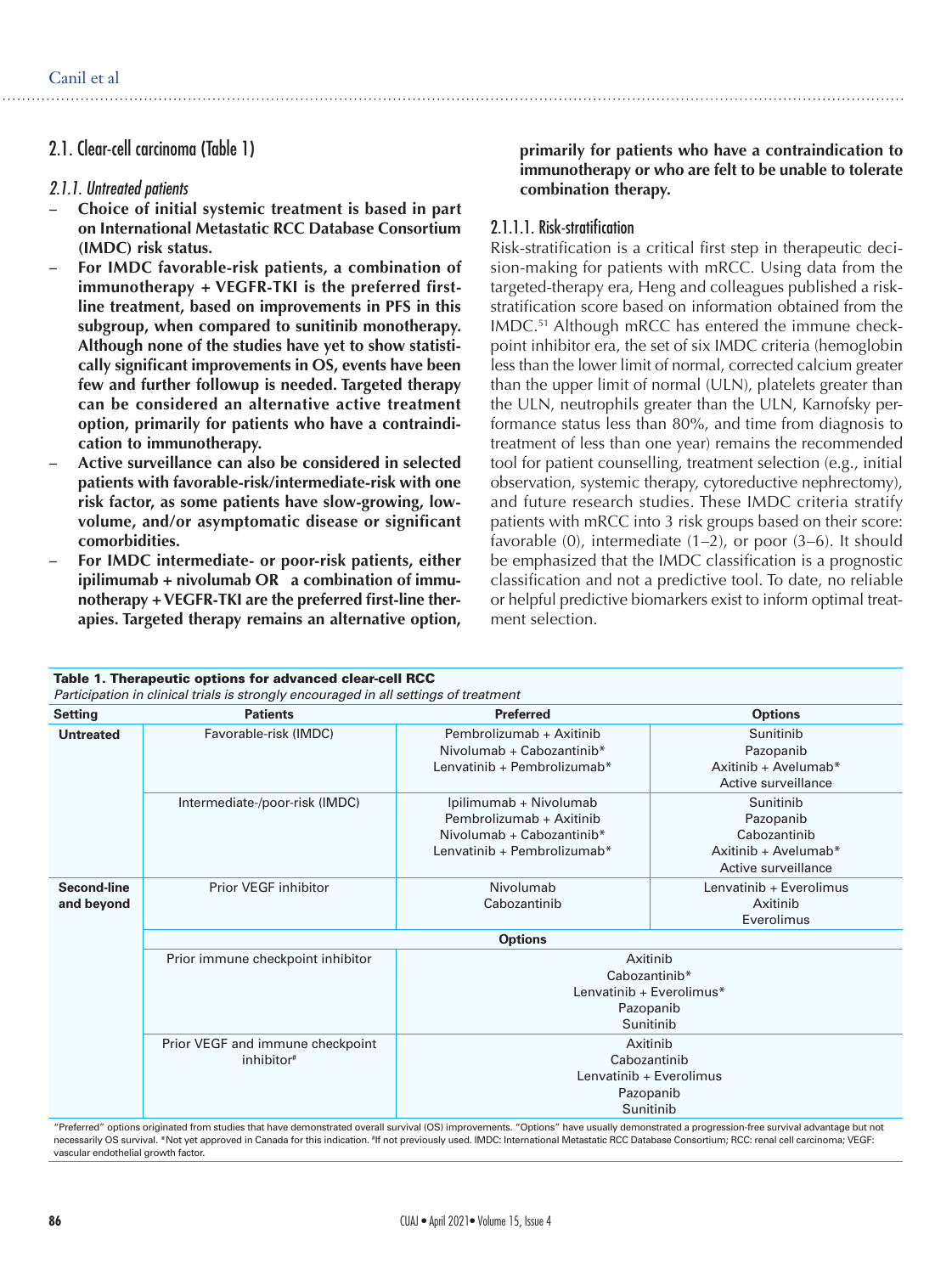## 2.1. Clear-cell carcinoma (Table 1)

### 2.1.1. Untreated patients

- **Choice of initial systemic treatment is based in part on International Metastatic RCC Database Consortium (IMDC) risk status.**
- **For IMDC favorable-risk patients, a combination of immunotherapy + VEGFR-TKI is the preferred first-line treatment, based on improvements in PFS in this subgroup, when compared to sunitinib monotherapy. Although none of the studies have yet to show statistically significant improvements in OS, events have been few and further followup is needed. Targeted therapy can be considered an alternative active treatment option, primarily for patients who have a contraindication to immunotherapy.**
- **Active surveillance can also be considered in selected patients with favorable-risk/intermediate-risk with one risk factor, as some patients have slow-growing, low-volume, and/or asymptomatic disease or significant comorbidities.**
- **For IMDC intermediate- or poor-risk patients, either ipilimumab + nivolumab OR a combination of immunotherapy + VEGFR-TKI are the preferred first-line therapies. Targeted therapy remains an alternative option, primarily for patients who have a contraindication to immunotherapy or who are felt to be unable to tolerate combination therapy.**

#### 2.1.1.1. Risk-stratification

Risk-stratification is a critical first step in therapeutic decision-making for patients with mRCC. Using data from the targeted-therapy era, Heng and colleagues published a risk-stratification score based on information obtained from the IMDC.[51] Although mRCC has entered the immune checkpoint inhibitor era, the set of six IMDC criteria (hemoglobin less than the lower limit of normal, corrected calcium greater than the upper limit of normal (ULN), platelets greater than the ULN, neutrophils greater than the ULN, Karnofsky performance status less than 80%, and time from diagnosis to treatment of less than one year) remains the recommended tool for patient counselling, treatment selection (e.g., initial observation, systemic therapy, cytoreductive nephrectomy), and future research studies. These IMDC criteria stratify patients with mRCC into 3 risk groups based on their score: favorable (0), intermediate (1–2), or poor (3–6). It should be emphasized that the IMDC classification is a prognostic classification and not a predictive tool. To date, no reliable or helpful predictive biomarkers exist to inform optimal treatment selection.

**Table 1. Therapeutic options for advanced clear-cell RCC**

*Participation in clinical trials is strongly encouraged in all settings of treatment*

| Setting | Patients | Preferred | Options |
|---|---|---|---|
| **Untreated** | Favorable-risk (IMDC) | Pembrolizumab + Axitinib<br>Nivolumab + Cabozantinib*<br>Lenvatinib + Pembrolizumab* | Sunitinib<br>Pazopanib<br>Axitinib + Avelumab*<br>Active surveillance |
| | Intermediate-/poor-risk (IMDC) | Ipilimumab + Nivolumab<br>Pembrolizumab + Axitinib<br>Nivolumab + Cabozantinib*<br>Lenvatinib + Pembrolizumab* | Sunitinib<br>Pazopanib<br>Cabozantinib<br>Axitinib + Avelumab*<br>Active surveillance |
| **Second-line and beyond** | Prior VEGF inhibitor | Nivolumab<br>Cabozantinib | Lenvatinib + Everolimus<br>Axitinib<br>Everolimus |
| | | **Options** | |
| | Prior immune checkpoint inhibitor | Axitinib<br>Cabozantinib*<br>Lenvatinib + Everolimus*<br>Pazopanib<br>Sunitinib | |
| | Prior VEGF and immune checkpoint inhibitor# | Axitinib<br>Cabozantinib<br>Lenvatinib + Everolimus<br>Pazopanib<br>Sunitinib | |

"Preferred" options originated from studies that have demonstrated overall survival (OS) improvements. "Options" have usually demonstrated a progression-free survival advantage but not necessarily OS survival. *Not yet approved in Canada for this indication. #If not previously used. IMDC: International Metastatic RCC Database Consortium; RCC: renal cell carcinoma; VEGF: vascular endothelial growth factor.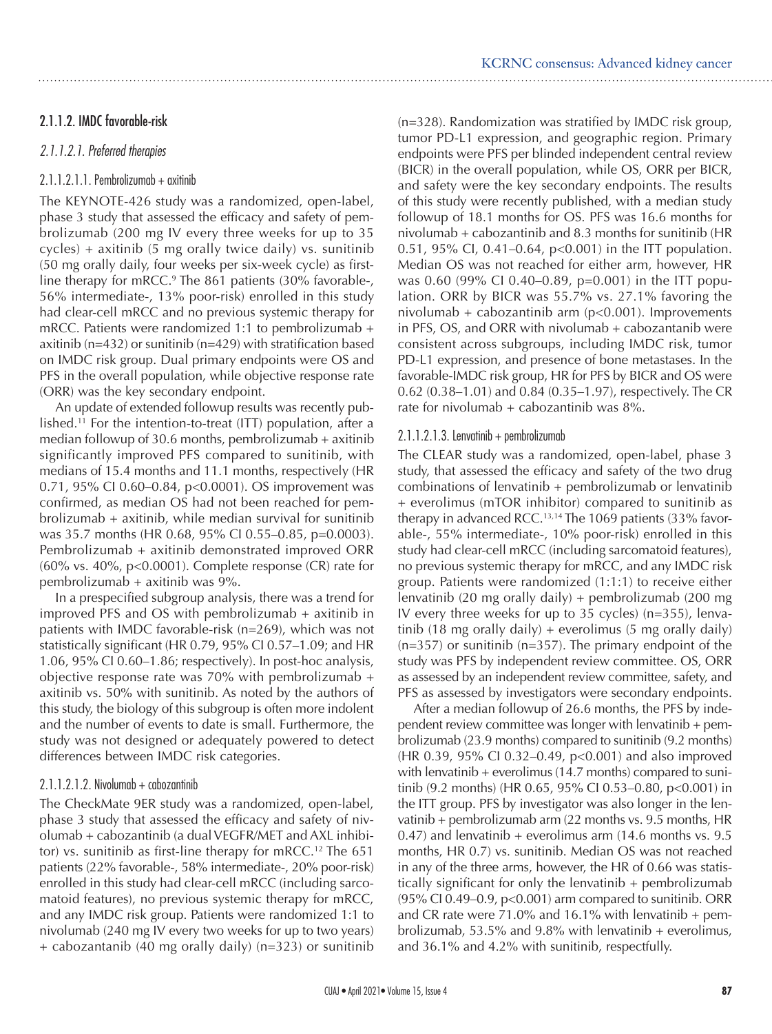### 2.1.1.2. IMDC favorable-risk

#### *2.1.1.2.1. Preferred therapies*

##### 2.1.1.2.1.1. Pembrolizumab + axitinib

The KEYNOTE-426 study was a randomized, open-label, phase 3 study that assessed the efficacy and safety of pembrolizumab (200 mg IV every three weeks for up to 35 cycles) + axitinib (5 mg orally twice daily) vs. sunitinib (50 mg orally daily, four weeks per six-week cycle) as first-line therapy for mRCC.[9] The 861 patients (30% favorable-, 56% intermediate-, 13% poor-risk) enrolled in this study had clear-cell mRCC and no previous systemic therapy for mRCC. Patients were randomized 1:1 to pembrolizumab + axitinib (n=432) or sunitinib (n=429) with stratification based on IMDC risk group. Dual primary endpoints were OS and PFS in the overall population, while objective response rate (ORR) was the key secondary endpoint.

An update of extended followup results was recently published.[11] For the intention-to-treat (ITT) population, after a median followup of 30.6 months, pembrolizumab + axitinib significantly improved PFS compared to sunitinib, with medians of 15.4 months and 11.1 months, respectively (HR 0.71, 95% CI 0.60–0.84, p<0.0001). OS improvement was confirmed, as median OS had not been reached for pembrolizumab + axitinib, while median survival for sunitinib was 35.7 months (HR 0.68, 95% CI 0.55–0.85, p=0.0003). Pembrolizumab + axitinib demonstrated improved ORR (60% vs. 40%, p<0.0001). Complete response (CR) rate for pembrolizumab + axitinib was 9%.

In a prespecified subgroup analysis, there was a trend for improved PFS and OS with pembrolizumab + axitinib in patients with IMDC favorable-risk (n=269), which was not statistically significant (HR 0.79, 95% CI 0.57–1.09; and HR 1.06, 95% CI 0.60–1.86; respectively). In post-hoc analysis, objective response rate was 70% with pembrolizumab + axitinib vs. 50% with sunitinib. As noted by the authors of this study, the biology of this subgroup is often more indolent and the number of events to date is small. Furthermore, the study was not designed or adequately powered to detect differences between IMDC risk categories.

##### 2.1.1.2.1.2. Nivolumab + cabozantinib

The CheckMate 9ER study was a randomized, open-label, phase 3 study that assessed the efficacy and safety of nivolumab + cabozantinib (a dual VEGFR/MET and AXL inhibitor) vs. sunitinib as first-line therapy for mRCC.[12] The 651 patients (22% favorable-, 58% intermediate-, 20% poor-risk) enrolled in this study had clear-cell mRCC (including sarcomatoid features), no previous systemic therapy for mRCC, and any IMDC risk group. Patients were randomized 1:1 to nivolumab (240 mg IV every two weeks for up to two years) + cabozantanib (40 mg orally daily) (n=323) or sunitinib (n=328). Randomization was stratified by IMDC risk group, tumor PD-L1 expression, and geographic region. Primary endpoints were PFS per blinded independent central review (BICR) in the overall population, while OS, ORR per BICR, and safety were the key secondary endpoints. The results of this study were recently published, with a median study followup of 18.1 months for OS. PFS was 16.6 months for nivolumab + cabozantinib and 8.3 months for sunitinib (HR 0.51, 95% CI, 0.41–0.64, p<0.001) in the ITT population. Median OS was not reached for either arm, however, HR was 0.60 (99% CI 0.40–0.89, p=0.001) in the ITT population. ORR by BICR was 55.7% vs. 27.1% favoring the nivolumab + cabozantinib arm (p<0.001). Improvements in PFS, OS, and ORR with nivolumab + cabozantanib were consistent across subgroups, including IMDC risk, tumor PD-L1 expression, and presence of bone metastases. In the favorable-IMDC risk group, HR for PFS by BICR and OS were 0.62 (0.38–1.01) and 0.84 (0.35–1.97), respectively. The CR rate for nivolumab + cabozantinib was 8%.

##### 2.1.1.2.1.3. Lenvatinib + pembrolizumab

The CLEAR study was a randomized, open-label, phase 3 study, that assessed the efficacy and safety of the two drug combinations of lenvatinib + pembrolizumab or lenvatinib + everolimus (mTOR inhibitor) compared to sunitinib as therapy in advanced RCC.[13,14] The 1069 patients (33% favorable-, 55% intermediate-, 10% poor-risk) enrolled in this study had clear-cell mRCC (including sarcomatoid features), no previous systemic therapy for mRCC, and any IMDC risk group. Patients were randomized (1:1:1) to receive either lenvatinib (20 mg orally daily) + pembrolizumab (200 mg IV every three weeks for up to 35 cycles) (n=355), lenvatinib (18 mg orally daily) + everolimus (5 mg orally daily) (n=357) or sunitinib (n=357). The primary endpoint of the study was PFS by independent review committee. OS, ORR as assessed by an independent review committee, safety, and PFS as assessed by investigators were secondary endpoints.

After a median followup of 26.6 months, the PFS by independent review committee was longer with lenvatinib + pembrolizumab (23.9 months) compared to sunitinib (9.2 months) (HR 0.39, 95% CI 0.32–0.49, p<0.001) and also improved with lenvatinib + everolimus (14.7 months) compared to sunitinib (9.2 months) (HR 0.65, 95% CI 0.53–0.80, p<0.001) in the ITT group. PFS by investigator was also longer in the lenvatinib + pembrolizumab arm (22 months vs. 9.5 months, HR 0.47) and lenvatinib + everolimus arm (14.6 months vs. 9.5 months, HR 0.7) vs. sunitinib. Median OS was not reached in any of the three arms, however, the HR of 0.66 was statistically significant for only the lenvatinib + pembrolizumab (95% CI 0.49–0.9, p<0.001) arm compared to sunitinib. ORR and CR rate were 71.0% and 16.1% with lenvatinib + pembrolizumab, 53.5% and 9.8% with lenvatinib + everolimus, and 36.1% and 4.2% with sunitinib, respectfully.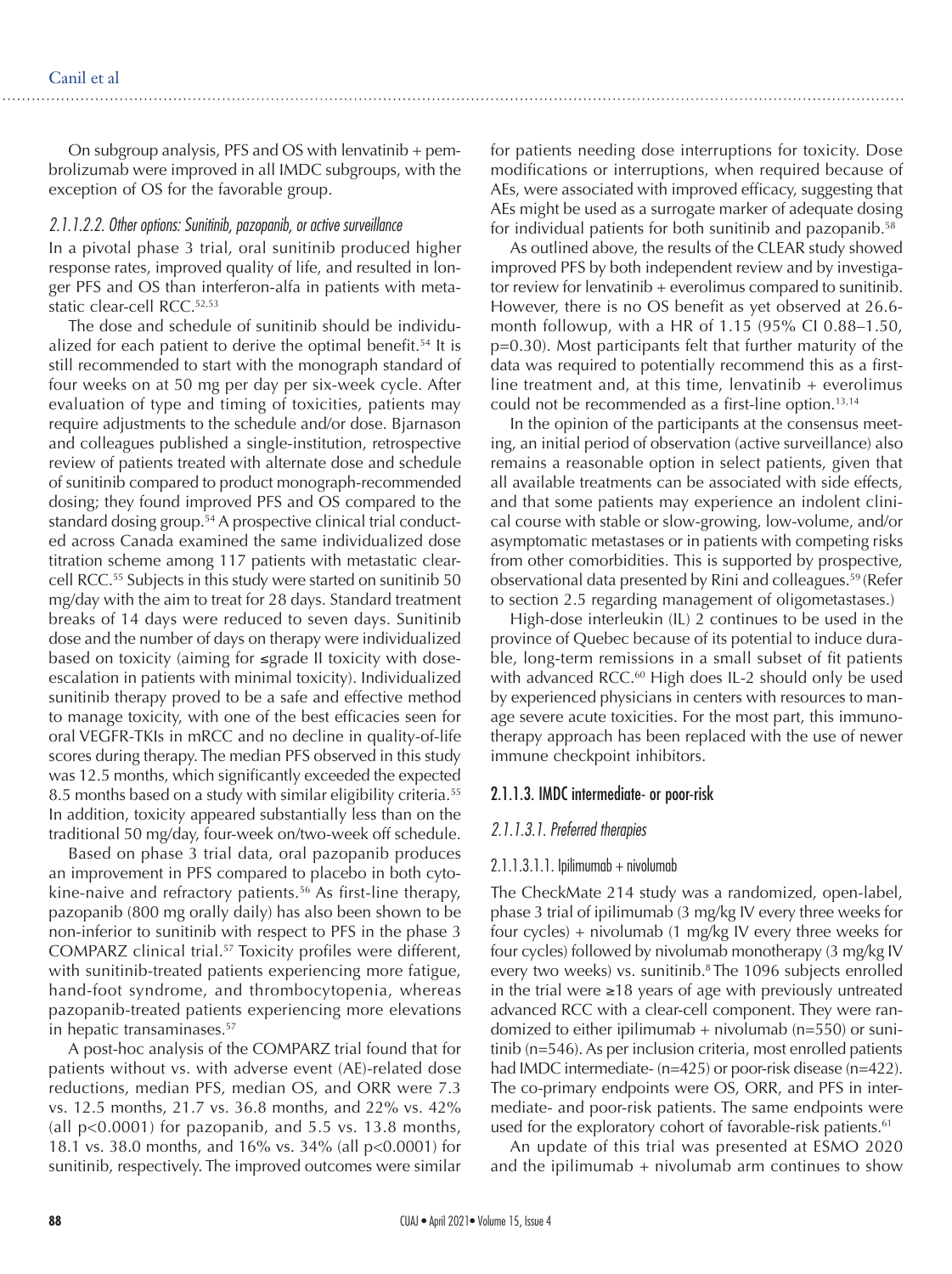On subgroup analysis, PFS and OS with lenvatinib + pembrolizumab were improved in all IMDC subgroups, with the exception of OS for the favorable group.

#### *2.1.1.2.2. Other options: Sunitinib, pazopanib, or active surveillance*

In a pivotal phase 3 trial, oral sunitinib produced higher response rates, improved quality of life, and resulted in longer PFS and OS than interferon-alfa in patients with metastatic clear-cell RCC.[52,53]

The dose and schedule of sunitinib should be individualized for each patient to derive the optimal benefit.[54] It is still recommended to start with the monograph standard of four weeks on at 50 mg per day per six-week cycle. After evaluation of type and timing of toxicities, patients may require adjustments to the schedule and/or dose. Bjarnason and colleagues published a single-institution, retrospective review of patients treated with alternate dose and schedule of sunitinib compared to product monograph-recommended dosing; they found improved PFS and OS compared to the standard dosing group.[54] A prospective clinical trial conducted across Canada examined the same individualized dose titration scheme among 117 patients with metastatic clear-cell RCC.[55] Subjects in this study were started on sunitinib 50 mg/day with the aim to treat for 28 days. Standard treatment breaks of 14 days were reduced to seven days. Sunitinib dose and the number of days on therapy were individualized based on toxicity (aiming for ≤grade II toxicity with dose-escalation in patients with minimal toxicity). Individualized sunitinib therapy proved to be a safe and effective method to manage toxicity, with one of the best efficacies seen for oral VEGFR-TKIs in mRCC and no decline in quality-of-life scores during therapy. The median PFS observed in this study was 12.5 months, which significantly exceeded the expected 8.5 months based on a study with similar eligibility criteria.[55] In addition, toxicity appeared substantially less than on the traditional 50 mg/day, four-week on/two-week off schedule.

Based on phase 3 trial data, oral pazopanib produces an improvement in PFS compared to placebo in both cytokine-naive and refractory patients.[56] As first-line therapy, pazopanib (800 mg orally daily) has also been shown to be non-inferior to sunitinib with respect to PFS in the phase 3 COMPARZ clinical trial.[57] Toxicity profiles were different, with sunitinib-treated patients experiencing more fatigue, hand-foot syndrome, and thrombocytopenia, whereas pazopanib-treated patients experiencing more elevations in hepatic transaminases.[57]

A post-hoc analysis of the COMPARZ trial found that for patients without vs. with adverse event (AE)-related dose reductions, median PFS, median OS, and ORR were 7.3 vs. 12.5 months, 21.7 vs. 36.8 months, and 22% vs. 42% (all $p<0.0001$) for pazopanib, and 5.5 vs. 13.8 months, 18.1 vs. 38.0 months, and 16% vs. 34% (all $p<0.0001$) for sunitinib, respectively. The improved outcomes were similar for patients needing dose interruptions for toxicity. Dose modifications or interruptions, when required because of AEs, were associated with improved efficacy, suggesting that AEs might be used as a surrogate marker of adequate dosing for individual patients for both sunitinib and pazopanib.[58]

As outlined above, the results of the CLEAR study showed improved PFS by both independent review and by investigator review for lenvatinib + everolimus compared to sunitinib. However, there is no OS benefit as yet observed at 26.6-month followup, with a HR of 1.15 (95% CI 0.88–1.50, $p=0.30$). Most participants felt that further maturity of the data was required to potentially recommend this as a first-line treatment and, at this time, lenvatinib + everolimus could not be recommended as a first-line option.[13,14]

In the opinion of the participants at the consensus meeting, an initial period of observation (active surveillance) also remains a reasonable option in select patients, given that all available treatments can be associated with side effects, and that some patients may experience an indolent clinical course with stable or slow-growing, low-volume, and/or asymptomatic metastases or in patients with competing risks from other comorbidities. This is supported by prospective, observational data presented by Rini and colleagues.[59] (Refer to section 2.5 regarding management of oligometastases.)

High-dose interleukin (IL) 2 continues to be used in the province of Quebec because of its potential to induce durable, long-term remissions in a small subset of fit patients with advanced RCC.[60] High does IL-2 should only be used by experienced physicians in centers with resources to manage severe acute toxicities. For the most part, this immunotherapy approach has been replaced with the use of newer immune checkpoint inhibitors.

### 2.1.1.3. IMDC intermediate- or poor-risk

#### *2.1.1.3.1. Preferred therapies*

##### 2.1.1.3.1.1. Ipilimumab + nivolumab

The CheckMate 214 study was a randomized, open-label, phase 3 trial of ipilimumab (3 mg/kg IV every three weeks for four cycles) + nivolumab (1 mg/kg IV every three weeks for four cycles) followed by nivolumab monotherapy (3 mg/kg IV every two weeks) vs. sunitinib.[8] The 1096 subjects enrolled in the trial were ≥18 years of age with previously untreated advanced RCC with a clear-cell component. They were randomized to either ipilimumab + nivolumab (n=550) or sunitinib (n=546). As per inclusion criteria, most enrolled patients had IMDC intermediate- (n=425) or poor-risk disease (n=422). The co-primary endpoints were OS, ORR, and PFS in intermediate- and poor-risk patients. The same endpoints were used for the exploratory cohort of favorable-risk patients.[61]

An update of this trial was presented at ESMO 2020 and the ipilimumab + nivolumab arm continues to show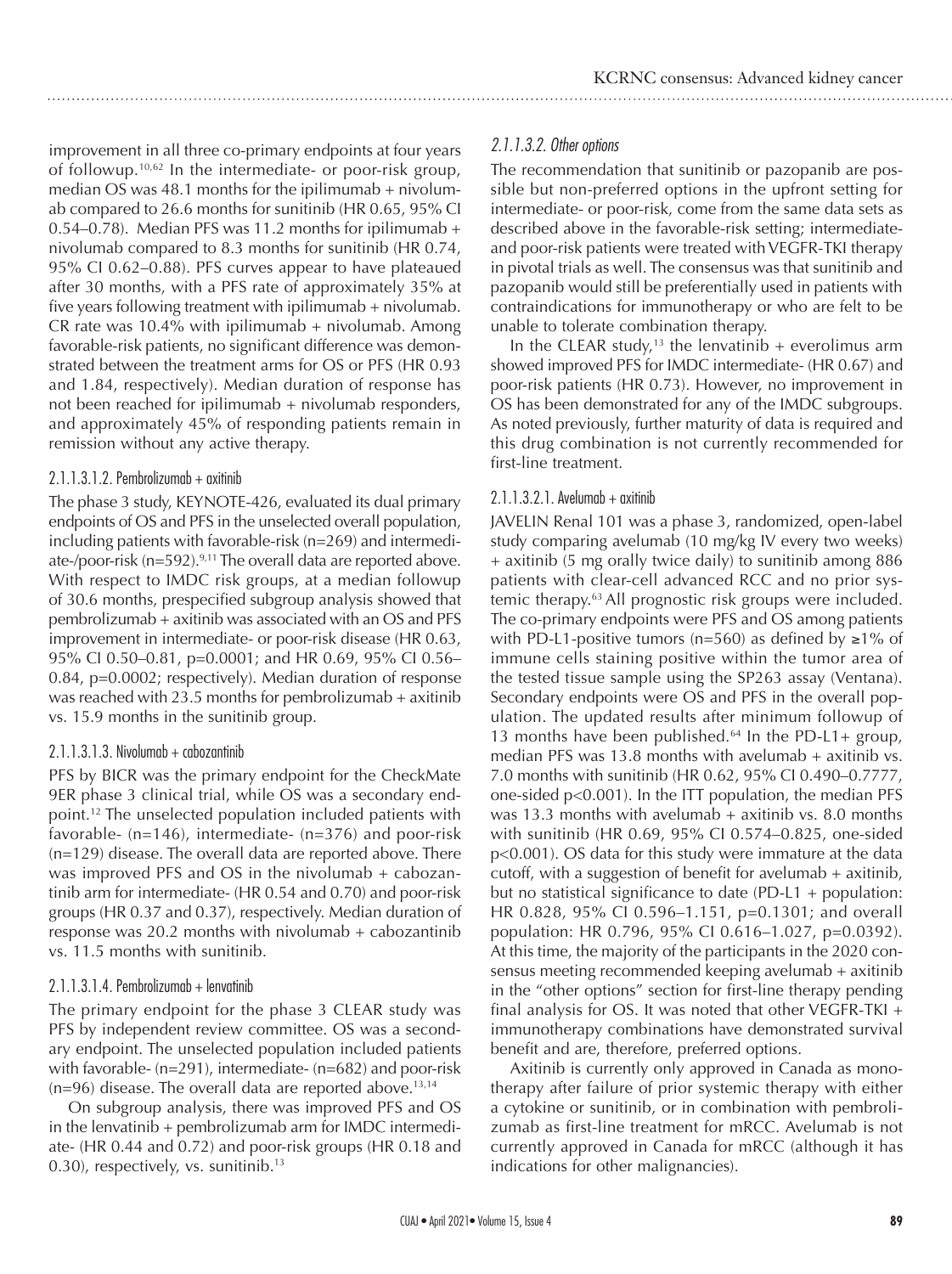improvement in all three co-primary endpoints at four years of followup.[10,62] In the intermediate- or poor-risk group, median OS was 48.1 months for the ipilimumab + nivolumab compared to 26.6 months for sunitinib (HR 0.65, 95% CI 0.54–0.78). Median PFS was 11.2 months for ipilimumab + nivolumab compared to 8.3 months for sunitinib (HR 0.74, 95% CI 0.62–0.88). PFS curves appear to have plateaued after 30 months, with a PFS rate of approximately 35% at five years following treatment with ipilimumab + nivolumab. CR rate was 10.4% with ipilimumab + nivolumab. Among favorable-risk patients, no significant difference was demonstrated between the treatment arms for OS or PFS (HR 0.93 and 1.84, respectively). Median duration of response has not been reached for ipilimumab + nivolumab responders, and approximately 45% of responding patients remain in remission without any active therapy.

#### 2.1.1.3.1.2. Pembrolizumab + axitinib

The phase 3 study, KEYNOTE-426, evaluated its dual primary endpoints of OS and PFS in the unselected overall population, including patients with favorable-risk (n=269) and intermediate-/poor-risk (n=592).[9,11] The overall data are reported above. With respect to IMDC risk groups, at a median followup of 30.6 months, prespecified subgroup analysis showed that pembrolizumab + axitinib was associated with an OS and PFS improvement in intermediate- or poor-risk disease (HR 0.63, 95% CI 0.50–0.81, p=0.0001; and HR 0.69, 95% CI 0.56–0.84, p=0.0002; respectively). Median duration of response was reached with 23.5 months for pembrolizumab + axitinib vs. 15.9 months in the sunitinib group.

#### 2.1.1.3.1.3. Nivolumab + cabozantinib

PFS by BICR was the primary endpoint for the CheckMate 9ER phase 3 clinical trial, while OS was a secondary endpoint.[12] The unselected population included patients with favorable- (n=146), intermediate- (n=376) and poor-risk (n=129) disease. The overall data are reported above. There was improved PFS and OS in the nivolumab + cabozantinib arm for intermediate- (HR 0.54 and 0.70) and poor-risk groups (HR 0.37 and 0.37), respectively. Median duration of response was 20.2 months with nivolumab + cabozantinib vs. 11.5 months with sunitinib.

#### 2.1.1.3.1.4. Pembrolizumab + lenvatinib

The primary endpoint for the phase 3 CLEAR study was PFS by independent review committee. OS was a secondary endpoint. The unselected population included patients with favorable- (n=291), intermediate- (n=682) and poor-risk (n=96) disease. The overall data are reported above.[13,14]

On subgroup analysis, there was improved PFS and OS in the lenvatinib + pembrolizumab arm for IMDC intermediate- (HR 0.44 and 0.72) and poor-risk groups (HR 0.18 and 0.30), respectively, vs. sunitinib.[13]

#### *2.1.1.3.2. Other options*

The recommendation that sunitinib or pazopanib are possible but non-preferred options in the upfront setting for intermediate- or poor-risk, come from the same data sets as described above in the favorable-risk setting; intermediate- and poor-risk patients were treated with VEGFR-TKI therapy in pivotal trials as well. The consensus was that sunitinib and pazopanib would still be preferentially used in patients with contraindications for immunotherapy or who are felt to be unable to tolerate combination therapy.

In the CLEAR study,[13] the lenvatinib + everolimus arm showed improved PFS for IMDC intermediate- (HR 0.67) and poor-risk patients (HR 0.73). However, no improvement in OS has been demonstrated for any of the IMDC subgroups. As noted previously, further maturity of data is required and this drug combination is not currently recommended for first-line treatment.

#### 2.1.1.3.2.1. Avelumab + axitinib

JAVELIN Renal 101 was a phase 3, randomized, open-label study comparing avelumab (10 mg/kg IV every two weeks) + axitinib (5 mg orally twice daily) to sunitinib among 886 patients with clear-cell advanced RCC and no prior systemic therapy.[63] All prognostic risk groups were included. The co-primary endpoints were PFS and OS among patients with PD-L1-positive tumors (n=560) as defined by ≥1% of immune cells staining positive within the tumor area of the tested tissue sample using the SP263 assay (Ventana). Secondary endpoints were OS and PFS in the overall population. The updated results after minimum followup of 13 months have been published.[64] In the PD-L1+ group, median PFS was 13.8 months with avelumab + axitinib vs. 7.0 months with sunitinib (HR 0.62, 95% CI 0.490–0.7777, one-sided p<0.001). In the ITT population, the median PFS was 13.3 months with avelumab + axitinib vs. 8.0 months with sunitinib (HR 0.69, 95% CI 0.574–0.825, one-sided p<0.001). OS data for this study were immature at the data cutoff, with a suggestion of benefit for avelumab + axitinib, but no statistical significance to date (PD-L1 + population: HR 0.828, 95% CI 0.596–1.151, p=0.1301; and overall population: HR 0.796, 95% CI 0.616–1.027, p=0.0392). At this time, the majority of the participants in the 2020 consensus meeting recommended keeping avelumab + axitinib in the "other options" section for first-line therapy pending final analysis for OS. It was noted that other VEGFR-TKI + immunotherapy combinations have demonstrated survival benefit and are, therefore, preferred options.

Axitinib is currently only approved in Canada as monotherapy after failure of prior systemic therapy with either a cytokine or sunitinib, or in combination with pembrolizumab as first-line treatment for mRCC. Avelumab is not currently approved in Canada for mRCC (although it has indications for other malignancies).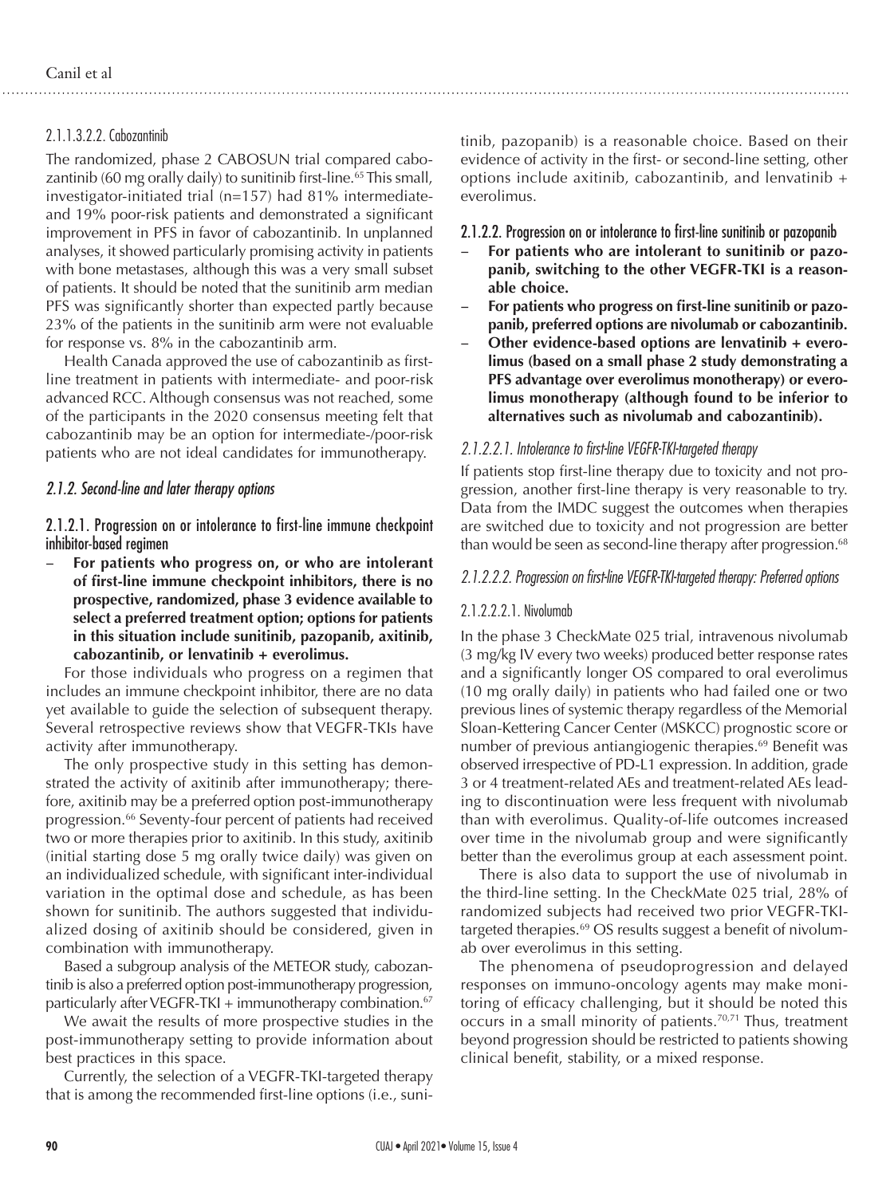#### 2.1.1.3.2.2. Cabozantinib

The randomized, phase 2 CABOSUN trial compared cabozantinib (60 mg orally daily) to sunitinib first-line.[65] This small, investigator-initiated trial (n=157) had 81% intermediate- and 19% poor-risk patients and demonstrated a significant improvement in PFS in favor of cabozantinib. In unplanned analyses, it showed particularly promising activity in patients with bone metastases, although this was a very small subset of patients. It should be noted that the sunitinib arm median PFS was significantly shorter than expected partly because 23% of the patients in the sunitinib arm were not evaluable for response vs. 8% in the cabozantinib arm.

Health Canada approved the use of cabozantinib as first-line treatment in patients with intermediate- and poor-risk advanced RCC. Although consensus was not reached, some of the participants in the 2020 consensus meeting felt that cabozantinib may be an option for intermediate-/poor-risk patients who are not ideal candidates for immunotherapy.

### *2.1.2. Second-line and later therapy options*

#### 2.1.2.1. Progression on or intolerance to first-line immune checkpoint inhibitor-based regimen

- **For patients who progress on, or who are intolerant of first-line immune checkpoint inhibitors, there is no prospective, randomized, phase 3 evidence available to select a preferred treatment option; options for patients in this situation include sunitinib, pazopanib, axitinib, cabozantinib, or lenvatinib + everolimus.**

For those individuals who progress on a regimen that includes an immune checkpoint inhibitor, there are no data yet available to guide the selection of subsequent therapy. Several retrospective reviews show that VEGFR-TKIs have activity after immunotherapy.

The only prospective study in this setting has demonstrated the activity of axitinib after immunotherapy; therefore, axitinib may be a preferred option post-immunotherapy progression.[66] Seventy-four percent of patients had received two or more therapies prior to axitinib. In this study, axitinib (initial starting dose 5 mg orally twice daily) was given on an individualized schedule, with significant inter-individual variation in the optimal dose and schedule, as has been shown for sunitinib. The authors suggested that individualized dosing of axitinib should be considered, given in combination with immunotherapy.

Based a subgroup analysis of the METEOR study, cabozantinib is also a preferred option post-immunotherapy progression, particularly after VEGFR-TKI + immunotherapy combination.[67]

We await the results of more prospective studies in the post-immunotherapy setting to provide information about best practices in this space.

Currently, the selection of a VEGFR-TKI-targeted therapy that is among the recommended first-line options (i.e., sunitinib, pazopanib) is a reasonable choice. Based on their evidence of activity in the first- or second-line setting, other options include axitinib, cabozantinib, and lenvatinib + everolimus.

#### 2.1.2.2. Progression on or intolerance to first-line sunitinib or pazopanib

- **For patients who are intolerant to sunitinib or pazopanib, switching to the other VEGFR-TKI is a reasonable choice.**
- **For patients who progress on first-line sunitinib or pazopanib, preferred options are nivolumab or cabozantinib.**
- **Other evidence-based options are lenvatinib + everolimus (based on a small phase 2 study demonstrating a PFS advantage over everolimus monotherapy) or everolimus monotherapy (although found to be inferior to alternatives such as nivolumab and cabozantinib).**

#### *2.1.2.2.1. Intolerance to first-line VEGFR-TKI-targeted therapy*

If patients stop first-line therapy due to toxicity and not progression, another first-line therapy is very reasonable to try. Data from the IMDC suggest the outcomes when therapies are switched due to toxicity and not progression are better than would be seen as second-line therapy after progression.[68]

#### *2.1.2.2.2. Progression on first-line VEGFR-TKI-targeted therapy: Preferred options*

##### 2.1.2.2.2.1. Nivolumab

In the phase 3 CheckMate 025 trial, intravenous nivolumab (3 mg/kg IV every two weeks) produced better response rates and a significantly longer OS compared to oral everolimus (10 mg orally daily) in patients who had failed one or two previous lines of systemic therapy regardless of the Memorial Sloan-Kettering Cancer Center (MSKCC) prognostic score or number of previous antiangiogenic therapies.[69] Benefit was observed irrespective of PD-L1 expression. In addition, grade 3 or 4 treatment-related AEs and treatment-related AEs leading to discontinuation were less frequent with nivolumab than with everolimus. Quality-of-life outcomes increased over time in the nivolumab group and were significantly better than the everolimus group at each assessment point.

There is also data to support the use of nivolumab in the third-line setting. In the CheckMate 025 trial, 28% of randomized subjects had received two prior VEGFR-TKI-targeted therapies.[69] OS results suggest a benefit of nivolumab over everolimus in this setting.

The phenomena of pseudoprogression and delayed responses on immuno-oncology agents may make monitoring of efficacy challenging, but it should be noted this occurs in a small minority of patients.[70,71] Thus, treatment beyond progression should be restricted to patients showing clinical benefit, stability, or a mixed response.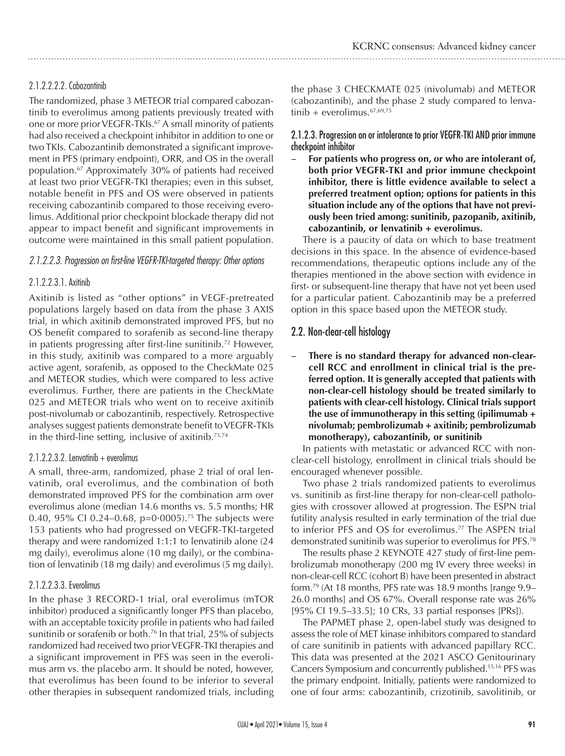#### 2.1.2.2.2.2. Cabozantinib

The randomized, phase 3 METEOR trial compared cabozantinib to everolimus among patients previously treated with one or more prior VEGFR-TKIs.[67] A small minority of patients had also received a checkpoint inhibitor in addition to one or two TKIs. Cabozantinib demonstrated a significant improvement in PFS (primary endpoint), ORR, and OS in the overall population.[67] Approximately 30% of patients had received at least two prior VEGFR-TKI therapies; even in this subset, notable benefit in PFS and OS were observed in patients receiving cabozantinib compared to those receiving everolimus. Additional prior checkpoint blockade therapy did not appear to impact benefit and significant improvements in outcome were maintained in this small patient population.

#### *2.1.2.2.3. Progression on first-line VEGFR-TKI-targeted therapy: Other options*

#### 2.1.2.2.3.1. Axitinib

Axitinib is listed as "other options" in VEGF-pretreated populations largely based on data from the phase 3 AXIS trial, in which axitinib demonstrated improved PFS, but no OS benefit compared to sorafenib as second-line therapy in patients progressing after first-line sunitinib.[72] However, in this study, axitinib was compared to a more arguably active agent, sorafenib, as opposed to the CheckMate 025 and METEOR studies, which were compared to less active everolimus. Further, there are patients in the CheckMate 025 and METEOR trials who went on to receive axitinib post-nivolumab or cabozantinib, respectively. Retrospective analyses suggest patients demonstrate benefit to VEGFR-TKIs in the third-line setting, inclusive of axitinib.[73,74]

#### 2.1.2.2.3.2. Lenvatinib + everolimus

A small, three-arm, randomized, phase 2 trial of oral lenvatinib, oral everolimus, and the combination of both demonstrated improved PFS for the combination arm over everolimus alone (median 14.6 months vs. 5.5 months; HR 0.40, 95% CI 0.24–0.68, p=0·0005).[75] The subjects were 153 patients who had progressed on VEGFR-TKI-targeted therapy and were randomized 1:1:1 to lenvatinib alone (24 mg daily), everolimus alone (10 mg daily), or the combination of lenvatinib (18 mg daily) and everolimus (5 mg daily).

#### 2.1.2.2.3.3. Everolimus

In the phase 3 RECORD-1 trial, oral everolimus (mTOR inhibitor) produced a significantly longer PFS than placebo, with an acceptable toxicity profile in patients who had failed sunitinib or sorafenib or both.[76] In that trial, 25% of subjects randomized had received two prior VEGFR-TKI therapies and a significant improvement in PFS was seen in the everolimus arm vs. the placebo arm. It should be noted, however, that everolimus has been found to be inferior to several other therapies in subsequent randomized trials, including the phase 3 CHECKMATE 025 (nivolumab) and METEOR (cabozantinib), and the phase 2 study compared to lenvatinib + everolimus.[67,69,75]

### 2.1.2.3. Progression on or intolerance to prior VEGFR-TKI AND prior immune checkpoint inhibitor

- **For patients who progress on, or who are intolerant of, both prior VEGFR-TKI and prior immune checkpoint inhibitor, there is little evidence available to select a preferred treatment option; options for patients in this situation include any of the options that have not previously been tried among: sunitinib, pazopanib, axitinib, cabozantinib, or lenvatinib + everolimus.**

There is a paucity of data on which to base treatment decisions in this space. In the absence of evidence-based recommendations, therapeutic options include any of the therapies mentioned in the above section with evidence in first- or subsequent-line therapy that have not yet been used for a particular patient. Cabozantinib may be a preferred option in this space based upon the METEOR study.

## 2.2. Non-clear-cell histology

- **There is no standard therapy for advanced non-clear-cell RCC and enrollment in clinical trial is the preferred option. It is generally accepted that patients with non-clear-cell histology should be treated similarly to patients with clear-cell histology. Clinical trials support the use of immunotherapy in this setting (ipilimumab + nivolumab; pembrolizumab + axitinib; pembrolizumab monotherapy), cabozantinib, or sunitinib**

In patients with metastatic or advanced RCC with non-clear-cell histology, enrollment in clinical trials should be encouraged whenever possible.

Two phase 2 trials randomized patients to everolimus vs. sunitinib as first-line therapy for non-clear-cell pathologies with crossover allowed at progression. The ESPN trial futility analysis resulted in early termination of the trial due to inferior PFS and OS for everolimus.[77] The ASPEN trial demonstrated sunitinib was superior to everolimus for PFS.[78]

The results phase 2 KEYNOTE 427 study of first-line pembrolizumab monotherapy (200 mg IV every three weeks) in non-clear-cell RCC (cohort B) have been presented in abstract form.[79] (At 18 months, PFS rate was 18.9 months [range 9.9–26.0 months] and OS 67%. Overall response rate was 26% [95% CI 19.5–33.5]; 10 CRs, 33 partial responses [PRs]).

The PAPMET phase 2, open-label study was designed to assess the role of MET kinase inhibitors compared to standard of care sunitinib in patients with advanced papillary RCC. This data was presented at the 2021 ASCO Genitourinary Cancers Symposium and concurrently published.[15,16] PFS was the primary endpoint. Initially, patients were randomized to one of four arms: cabozantinib, crizotinib, savolitinib, or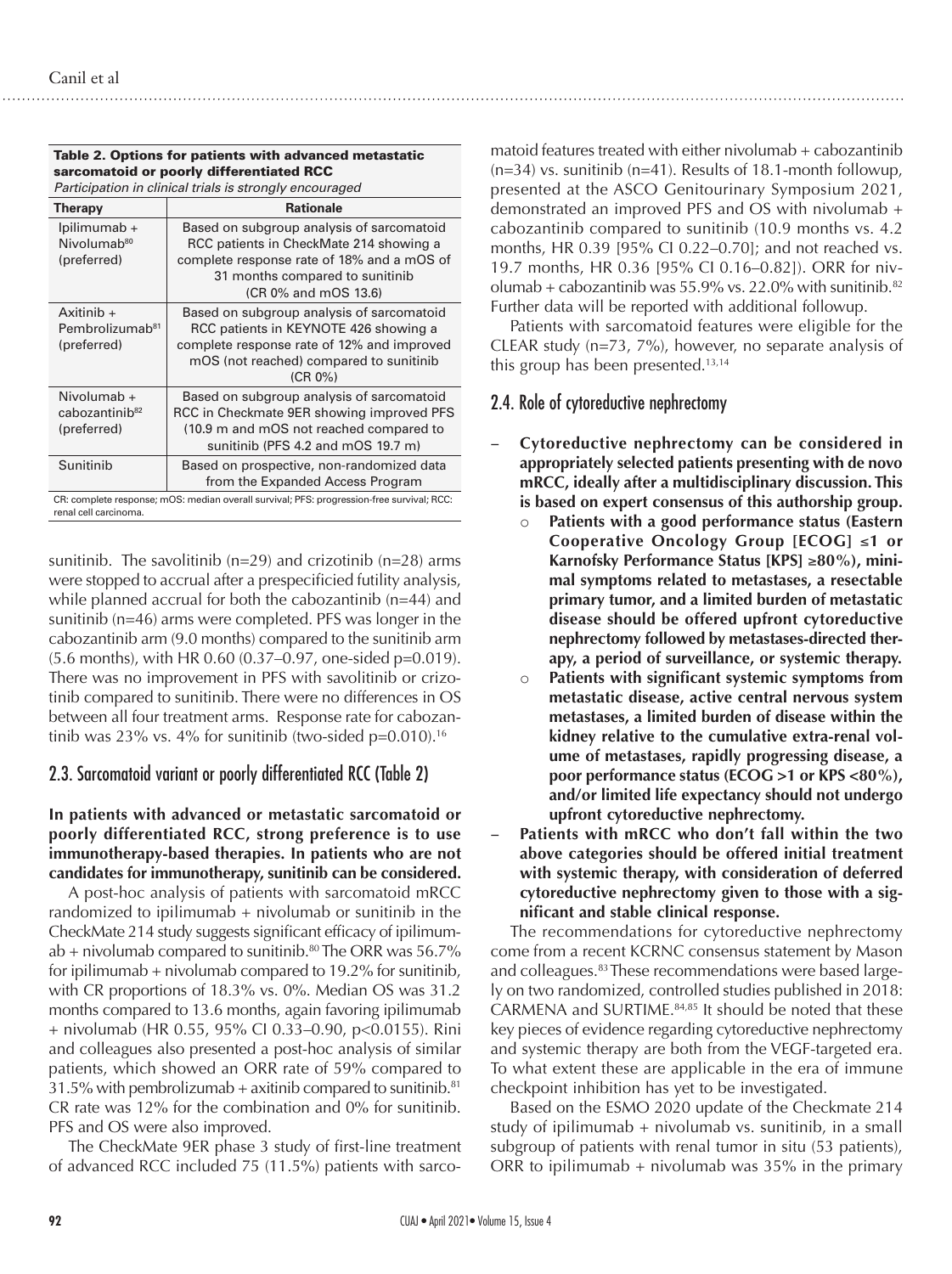**Table 2. Options for patients with advanced metastatic sarcomatoid or poorly differentiated RCC**

*Participation in clinical trials is strongly encouraged*

| Therapy | Rationale |
|---|---|
| Ipilimumab + Nivolumab[80] (preferred) | Based on subgroup analysis of sarcomatoid RCC patients in CheckMate 214 showing a complete response rate of 18% and a mOS of 31 months compared to sunitinib (CR 0% and mOS 13.6) |
| Axitinib + Pembrolizumab[81] (preferred) | Based on subgroup analysis of sarcomatoid RCC patients in KEYNOTE 426 showing a complete response rate of 12% and improved mOS (not reached) compared to sunitinib (CR 0%) |
| Nivolumab + cabozantinib[82] (preferred) | Based on subgroup analysis of sarcomatoid RCC in Checkmate 9ER showing improved PFS (10.9 m and mOS not reached compared to sunitinib (PFS 4.2 and mOS 19.7 m) |
| Sunitinib | Based on prospective, non-randomized data from the Expanded Access Program |

CR: complete response; mOS: median overall survival; PFS: progression-free survival; RCC: renal cell carcinoma.

sunitinib. The savolitinib (n=29) and crizotinib (n=28) arms were stopped to accrual after a prespecificied futility analysis, while planned accrual for both the cabozantinib (n=44) and sunitinib (n=46) arms were completed. PFS was longer in the cabozantinib arm (9.0 months) compared to the sunitinib arm (5.6 months), with HR 0.60 (0.37–0.97, one-sided p=0.019). There was no improvement in PFS with savolitinib or crizotinib compared to sunitinib. There were no differences in OS between all four treatment arms. Response rate for cabozantinib was 23% vs. 4% for sunitinib (two-sided p=0.010).[16]

## 2.3. Sarcomatoid variant or poorly differentiated RCC (Table 2)

**In patients with advanced or metastatic sarcomatoid or poorly differentiated RCC, strong preference is to use immunotherapy-based therapies. In patients who are not candidates for immunotherapy, sunitinib can be considered.**

A post-hoc analysis of patients with sarcomatoid mRCC randomized to ipilimumab + nivolumab or sunitinib in the CheckMate 214 study suggests significant efficacy of ipilimumab + nivolumab compared to sunitinib.[80] The ORR was 56.7% for ipilimumab + nivolumab compared to 19.2% for sunitinib, with CR proportions of 18.3% vs. 0%. Median OS was 31.2 months compared to 13.6 months, again favoring ipilimumab + nivolumab (HR 0.55, 95% CI 0.33–0.90, p<0.0155). Rini and colleagues also presented a post-hoc analysis of similar patients, which showed an ORR rate of 59% compared to 31.5% with pembrolizumab + axitinib compared to sunitinib.[81] CR rate was 12% for the combination and 0% for sunitinib. PFS and OS were also improved.

The CheckMate 9ER phase 3 study of first-line treatment of advanced RCC included 75 (11.5%) patients with sarcomatoid features treated with either nivolumab + cabozantinib (n=34) vs. sunitinib (n=41). Results of 18.1-month followup, presented at the ASCO Genitourinary Symposium 2021, demonstrated an improved PFS and OS with nivolumab + cabozantinib compared to sunitinib (10.9 months vs. 4.2 months, HR 0.39 [95% CI 0.22–0.70]; and not reached vs. 19.7 months, HR 0.36 [95% CI 0.16–0.82]). ORR for nivolumab + cabozantinib was 55.9% vs. 22.0% with sunitinib.[82] Further data will be reported with additional followup.

Patients with sarcomatoid features were eligible for the CLEAR study (n=73, 7%), however, no separate analysis of this group has been presented.[13,14]

## 2.4. Role of cytoreductive nephrectomy

- **Cytoreductive nephrectomy can be considered in appropriately selected patients presenting with de novo mRCC, ideally after a multidisciplinary discussion. This is based on expert consensus of this authorship group.**
  - **Patients with a good performance status (Eastern Cooperative Oncology Group [ECOG] ≤1 or Karnofsky Performance Status [KPS] ≥80%), minimal symptoms related to metastases, a resectable primary tumor, and a limited burden of metastatic disease should be offered upfront cytoreductive nephrectomy followed by metastases-directed therapy, a period of surveillance, or systemic therapy.**
  - **Patients with significant systemic symptoms from metastatic disease, active central nervous system metastases, a limited burden of disease within the kidney relative to the cumulative extra-renal volume of metastases, rapidly progressing disease, a poor performance status (ECOG >1 or KPS <80%), and/or limited life expectancy should not undergo upfront cytoreductive nephrectomy.**
- **Patients with mRCC who don't fall within the two above categories should be offered initial treatment with systemic therapy, with consideration of deferred cytoreductive nephrectomy given to those with a significant and stable clinical response.**

The recommendations for cytoreductive nephrectomy come from a recent KCRNC consensus statement by Mason and colleagues.[83] These recommendations were based largely on two randomized, controlled studies published in 2018: CARMENA and SURTIME.[84,85] It should be noted that these key pieces of evidence regarding cytoreductive nephrectomy and systemic therapy are both from the VEGF-targeted era. To what extent these are applicable in the era of immune checkpoint inhibition has yet to be investigated.

Based on the ESMO 2020 update of the Checkmate 214 study of ipilimumab + nivolumab vs. sunitinib, in a small subgroup of patients with renal tumor in situ (53 patients), ORR to ipilimumab + nivolumab was 35% in the primary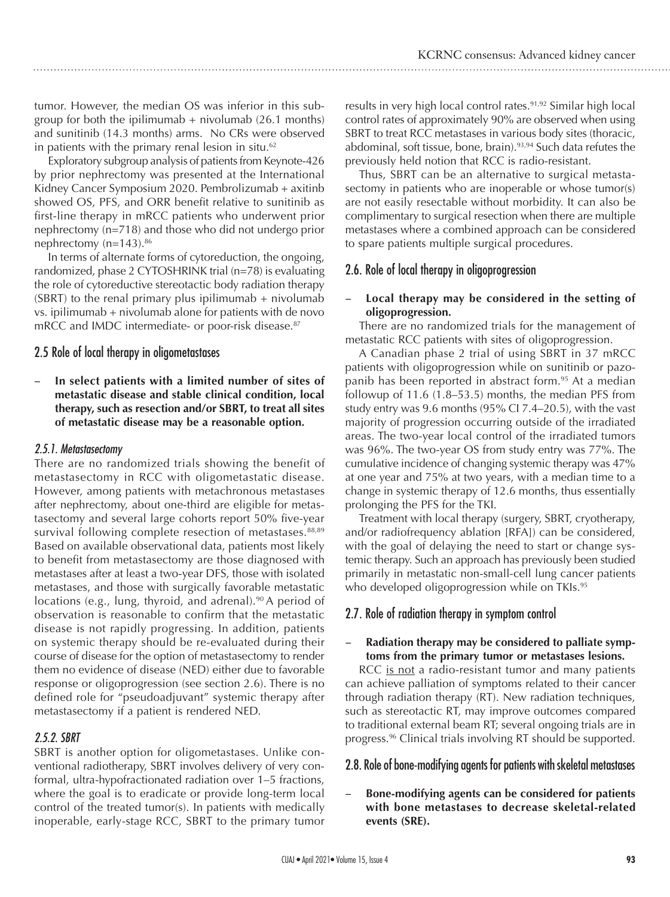tumor. However, the median OS was inferior in this subgroup for both the ipilimumab + nivolumab (26.1 months) and sunitinib (14.3 months) arms. No CRs were observed in patients with the primary renal lesion in situ.[62]

Exploratory subgroup analysis of patients from Keynote-426 by prior nephrectomy was presented at the International Kidney Cancer Symposium 2020. Pembrolizumab + axitinb showed OS, PFS, and ORR benefit relative to sunitinib as first-line therapy in mRCC patients who underwent prior nephrectomy (n=718) and those who did not undergo prior nephrectomy (n=143).[86]

In terms of alternate forms of cytoreduction, the ongoing, randomized, phase 2 CYTOSHRINK trial (n=78) is evaluating the role of cytoreductive stereotactic body radiation therapy (SBRT) to the renal primary plus ipilimumab + nivolumab vs. ipilimumab + nivolumab alone for patients with de novo mRCC and IMDC intermediate- or poor-risk disease.[87]

## 2.5 Role of local therapy in oligometastases

- **In select patients with a limited number of sites of metastatic disease and stable clinical condition, local therapy, such as resection and/or SBRT, to treat all sites of metastatic disease may be a reasonable option.**

### *2.5.1. Metastasectomy*

There are no randomized trials showing the benefit of metastasectomy in RCC with oligometastatic disease. However, among patients with metachronous metastases after nephrectomy, about one-third are eligible for metastasectomy and several large cohorts report 50% five-year survival following complete resection of metastases.[88,89] Based on available observational data, patients most likely to benefit from metastasectomy are those diagnosed with metastases after at least a two-year DFS, those with isolated metastases, and those with surgically favorable metastatic locations (e.g., lung, thyroid, and adrenal).[90] A period of observation is reasonable to confirm that the metastatic disease is not rapidly progressing. In addition, patients on systemic therapy should be re-evaluated during their course of disease for the option of metastasectomy to render them no evidence of disease (NED) either due to favorable response or oligoprogression (see section 2.6). There is no defined role for "pseudoadjuvant" systemic therapy after metastasectomy if a patient is rendered NED.

### *2.5.2. SBRT*

SBRT is another option for oligometastases. Unlike conventional radiotherapy, SBRT involves delivery of very conformal, ultra-hypofractionated radiation over 1–5 fractions, where the goal is to eradicate or provide long-term local control of the treated tumor(s). In patients with medically inoperable, early-stage RCC, SBRT to the primary tumor results in very high local control rates.[91,92] Similar high local control rates of approximately 90% are observed when using SBRT to treat RCC metastases in various body sites (thoracic, abdominal, soft tissue, bone, brain).[93,94] Such data refutes the previously held notion that RCC is radio-resistant.

Thus, SBRT can be an alternative to surgical metastasectomy in patients who are inoperable or whose tumor(s) are not easily resectable without morbidity. It can also be complimentary to surgical resection when there are multiple metastases where a combined approach can be considered to spare patients multiple surgical procedures.

## 2.6. Role of local therapy in oligoprogression

- **Local therapy may be considered in the setting of oligoprogression.**

There are no randomized trials for the management of metastatic RCC patients with sites of oligoprogression.

A Canadian phase 2 trial of using SBRT in 37 mRCC patients with oligoprogression while on sunitinib or pazopanib has been reported in abstract form.[95] At a median followup of 11.6 (1.8–53.5) months, the median PFS from study entry was 9.6 months (95% CI 7.4–20.5), with the vast majority of progression occurring outside of the irradiated areas. The two-year local control of the irradiated tumors was 96%. The two-year OS from study entry was 77%. The cumulative incidence of changing systemic therapy was 47% at one year and 75% at two years, with a median time to a change in systemic therapy of 12.6 months, thus essentially prolonging the PFS for the TKI.

Treatment with local therapy (surgery, SBRT, cryotherapy, and/or radiofrequency ablation [RFA]) can be considered, with the goal of delaying the need to start or change systemic therapy. Such an approach has previously been studied primarily in metastatic non-small-cell lung cancer patients who developed oligoprogression while on TKIs.[95]

## 2.7. Role of radiation therapy in symptom control

- **Radiation therapy may be considered to palliate symptoms from the primary tumor or metastases lesions.**

RCC is not a radio-resistant tumor and many patients can achieve palliation of symptoms related to their cancer through radiation therapy (RT). New radiation techniques, such as stereotactic RT, may improve outcomes compared to traditional external beam RT; several ongoing trials are in progress.[96] Clinical trials involving RT should be supported.

## 2.8. Role of bone-modifying agents for patients with skeletal metastases

- **Bone-modifying agents can be considered for patients with bone metastases to decrease skeletal-related events (SRE).**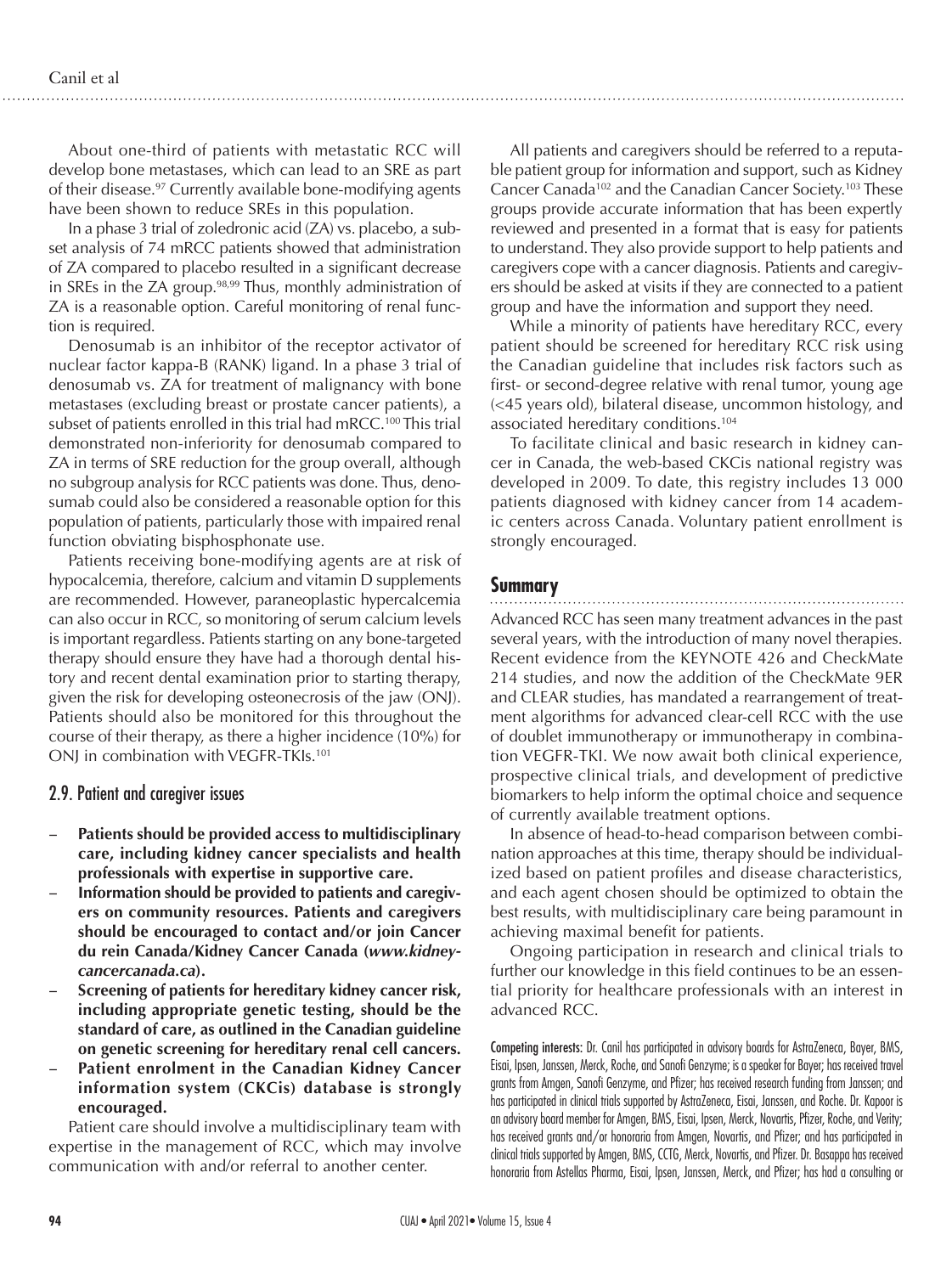About one-third of patients with metastatic RCC will develop bone metastases, which can lead to an SRE as part of their disease.[97] Currently available bone-modifying agents have been shown to reduce SREs in this population.

In a phase 3 trial of zoledronic acid (ZA) vs. placebo, a subset analysis of 74 mRCC patients showed that administration of ZA compared to placebo resulted in a significant decrease in SREs in the ZA group.[98,99] Thus, monthly administration of ZA is a reasonable option. Careful monitoring of renal function is required.

Denosumab is an inhibitor of the receptor activator of nuclear factor kappa-B (RANK) ligand. In a phase 3 trial of denosumab vs. ZA for treatment of malignancy with bone metastases (excluding breast or prostate cancer patients), a subset of patients enrolled in this trial had mRCC.[100] This trial demonstrated non-inferiority for denosumab compared to ZA in terms of SRE reduction for the group overall, although no subgroup analysis for RCC patients was done. Thus, denosumab could also be considered a reasonable option for this population of patients, particularly those with impaired renal function obviating bisphosphonate use.

Patients receiving bone-modifying agents are at risk of hypocalcemia, therefore, calcium and vitamin D supplements are recommended. However, paraneoplastic hypercalcemia can also occur in RCC, so monitoring of serum calcium levels is important regardless. Patients starting on any bone-targeted therapy should ensure they have had a thorough dental history and recent dental examination prior to starting therapy, given the risk for developing osteonecrosis of the jaw (ONJ). Patients should also be monitored for this throughout the course of their therapy, as there a higher incidence (10%) for ONJ in combination with VEGFR-TKIs.[101]

## 2.9. Patient and caregiver issues

- **Patients should be provided access to multidisciplinary care, including kidney cancer specialists and health professionals with expertise in supportive care.**
- **Information should be provided to patients and caregivers on community resources. Patients and caregivers should be encouraged to contact and/or join Cancer du rein Canada/Kidney Cancer Canada (*www.kidneycancercanada.ca*).**
- **Screening of patients for hereditary kidney cancer risk, including appropriate genetic testing, should be the standard of care, as outlined in the Canadian guideline on genetic screening for hereditary renal cell cancers.**
- **Patient enrolment in the Canadian Kidney Cancer information system (CKCis) database is strongly encouraged.**

Patient care should involve a multidisciplinary team with expertise in the management of RCC, which may involve communication with and/or referral to another center.

All patients and caregivers should be referred to a reputable patient group for information and support, such as Kidney Cancer Canada[102] and the Canadian Cancer Society.[103] These groups provide accurate information that has been expertly reviewed and presented in a format that is easy for patients to understand. They also provide support to help patients and caregivers cope with a cancer diagnosis. Patients and caregivers should be asked at visits if they are connected to a patient group and have the information and support they need.

While a minority of patients have hereditary RCC, every patient should be screened for hereditary RCC risk using the Canadian guideline that includes risk factors such as first- or second-degree relative with renal tumor, young age (<45 years old), bilateral disease, uncommon histology, and associated hereditary conditions.[104]

To facilitate clinical and basic research in kidney cancer in Canada, the web-based CKCis national registry was developed in 2009. To date, this registry includes 13 000 patients diagnosed with kidney cancer from 14 academic centers across Canada. Voluntary patient enrollment is strongly encouraged.

## Summary

Advanced RCC has seen many treatment advances in the past several years, with the introduction of many novel therapies. Recent evidence from the KEYNOTE 426 and CheckMate 214 studies, and now the addition of the CheckMate 9ER and CLEAR studies, has mandated a rearrangement of treatment algorithms for advanced clear-cell RCC with the use of doublet immunotherapy or immunotherapy in combination VEGFR-TKI. We now await both clinical experience, prospective clinical trials, and development of predictive biomarkers to help inform the optimal choice and sequence of currently available treatment options.

In absence of head-to-head comparison between combination approaches at this time, therapy should be individualized based on patient profiles and disease characteristics, and each agent chosen should be optimized to obtain the best results, with multidisciplinary care being paramount in achieving maximal benefit for patients.

Ongoing participation in research and clinical trials to further our knowledge in this field continues to be an essential priority for healthcare professionals with an interest in advanced RCC.

Competing interests: Dr. Canil has participated in advisory boards for AstraZeneca, Bayer, BMS, Eisai, Ipsen, Janssen, Merck, Roche, and Sanofi Genzyme; is a speaker for Bayer; has received travel grants from Amgen, Sanofi Genzyme, and Pfizer; has received research funding from Janssen; and has participated in clinical trials supported by AstraZeneca, Eisai, Janssen, and Roche. Dr. Kapoor is an advisory board member for Amgen, BMS, Eisai, Ipsen, Merck, Novartis, Pfizer, Roche, and Verity; has received grants and/or honoraria from Amgen, Novartis, and Pfizer; and has participated in clinical trials supported by Amgen, BMS, CCTG, Merck, Novartis, and Pfizer. Dr. Basappa has received honoraria from Astellas Pharma, Eisai, Ipsen, Janssen, Merck, and Pfizer; has had a consulting or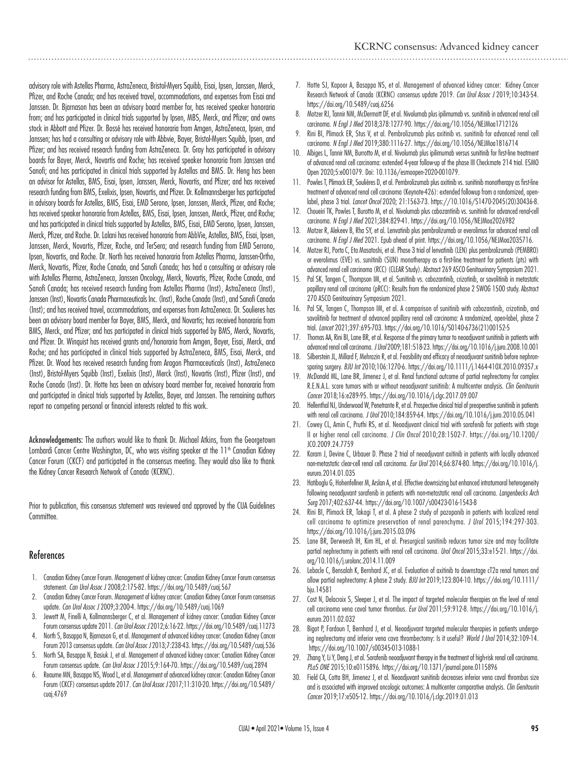advisory role with Astellas Pharma, AstraZeneca, Bristol-Myers Squibb, Eisai, Ipsen, Janssen, Merck, Pfizer, and Roche Canada; and has received travel, accommodations, and expenses from Eisai and Janssen. Dr. Bjarnason has been an advisory board member for, has received speaker honoraria from; and has participated in clinical trials supported by Ipsen, MBS, Merck, and Pfizer; and owns stock in Abbott and Pfizer. Dr. Bossé has received honoraria from Amgen, AstraZeneca, Ipsen, and Janssen; has had a consulting or advisory role with Abbvie, Bayer, Bristol-Myers Squibb, Ipsen, and Pfizer; and has received research funding from AstraZeneca. Dr. Gray has participated in advisory boards for Bayer, Merck, Novartis and Roche; has received speaker honoraria from Janssen and Sanofi; and has participated in clinical trials supported by Astellas and BMS. Dr. Heng has been an advisor for Astellas, BMS, Eisai, Ipsen, Janssen, Merck, Novartis, and Pfizer; and has received research funding from BMS, Exelixis, Ipsen, Novartis, and Pfizer. Dr. Kollmannsberger has participated in advisory boards for Astellas, BMS, Eisai, EMD Serono, Ipsen, Janssen, Merck, Pfizer, and Roche; has received speaker honoraria from Astellas, BMS, Eisai, Ipsen, Janssen, Merck, Pfizer, and Roche; and has participated in clinical trials supported by Astellas, BMS, Eisai, EMD Serono, Ipsen, Janssen, Merck, Pfizer, and Roche. Dr. Lalani has received honoraria from AbbVie, Astellas, BMS, Eisai, Ipsen, Janssen, Merck, Novartis, Pfizer, Roche, and TerSera; and research funding from EMD Serrono, Ipsen, Novartis, and Roche. Dr. North has received honoraria from Astellas Pharma, Janssen-Ortho, Merck, Novartis, Pfizer, Roche Canada, and Sanofi Canada; has had a consulting or advisory role with Astellas Pharma, AstraZeneca, Janssen Oncology, Merck, Novartis, Pfizer, Roche Canada, and Sanofi Canada; has received research funding from Astellas Pharma (Inst), AstraZeneca (Inst), Janssen (Inst), Novartis Canada Pharmaceuticals Inc. (Inst), Roche Canada (Inst), and Sanofi Canada (Inst); and has received travel, accommodations, and expenses from AstraZeneca. Dr. Soulieres has been an advisory board member for Bayer, BMS, Merck, and Novartis; has received honoraria from BMS, Merck, and Pfizer; and has participated in clinical trials supported by BMS, Merck, Novartis, and Pfizer. Dr. Winquist has received grants and/honoraria from Amgen, Bayer, Eisai, Merck, and Roche; and has participated in clinical trials supported by AstraZeneca, BMS, Eisai, Merck, and Pfizer. Dr. Wood has received research funding from Aragon Pharmaceuticals (Inst), AstraZeneca (Inst), Bristol-Myers Squibb (Inst), Exelixis (Inst), Merck (Inst), Novartis (Inst), Pfizer (Inst), and Roche Canada (Inst). Dr. Hotte has been an advisory board member for, received honoraria from and participated in clinical trials supported by Astellas, Bayer, and Janssen. The remaining authors report no competing personal or financial interests related to this work.

**Acknowledgements:** The authors would like to thank Dr. Michael Atkins, from the Georgetown Lombardi Cancer Centre Washington, DC, who was visiting speaker at the 11th Canadian Kidney Cancer Forum (CKCF) and participated in the consensus meeting. They would also like to thank the Kidney Cancer Research Network of Canada (KCRNC).

Prior to publication, this consensus statement was reviewed and approved by the CUA Guidelines Committee.

## References

1. Canadian Kidney Cancer Forum. Management of kidney cancer: Canadian Kidney Cancer Forum consensus statement. *Can Urol Assoc J* 2008;2:175-82. https://doi.org/10.5489/cuaj.567
2. Canadian Kidney Cancer Forum. Management of kidney cancer: Canadian Kidney Cancer Forum consensus update. *Can Urol Assoc J* 2009;3:200-4. https://doi.org/10.5489/cuaj.1069
3. Jewett M, Finelli A, Kollmannsberger C, et al. Management of kidney cancer: Canadian Kidney Cancer Forum consensus update 2011. *Can Urol Assoc J* 2012;6:16-22. https://doi.org/10.5489/cuaj.11273
4. North S, Basappa N, Bjarnason G, et al. Management of advanced kidney cancer: Canadian Kidney Cancer Forum 2013 consensus update. *Can Urol Assoc J* 2013;7:238-43. https://doi.org/10.5489/cuaj.536
5. North SA, Basappa N, Basiuk J, et al. Management of advanced kidney cancer: Canadian Kidney Cancer Forum consensus update. *Can Urol Assoc J* 2015;9:164-70. https://doi.org/10.5489/cuaj.2894
6. Reaume MN, Basappa NS, Wood L, et al. Management of advanced kidney cancer: Canadian Kidney Cancer Forum (CKCF) consensus update 2017. *Can Urol Assoc J* 2017;11:310-20. https://doi.org/10.5489/cuaj.4769
7. Hotte SJ, Kapoor A, Basappa NS, et al. Management of advanced kidney cancer: Kidney Cancer Research Network of Canada (KCRNC) consensus update 2019. *Can Urol Assoc J* 2019;10:343-54. https://doi.org/10.5489/cuaj.6256
8. Motzer RJ, Tannir NM, McDermott DF, et al. Nivolumab plus ipilimumab vs. sunitinib in advanced renal cell carcinoma. *N Engl J Med* 2018;378:1277-90. https://doi.org/10.1056/NEJMoa1712126
9. Rini BI, Plimack ER, Stus V, et al. Pembrolizumab plus axitinib vs. sunitinib for advanced renal cell carcinoma. *N Engl J Med* 2019;380:1116-27. https://doi.org/10.1056/NEJMoa1816714
10. Albiges L, Tannir NM, Burrotto M, et al. Nivolumab plus ipilimumab versus sunitinib for first-line treatment of advanced renal cell carcinoma: extended 4-year follow-up of the phase III Checkmate 214 trial. ESMO Open 2020;5:e001079. Doi: 10.1136/esmoopen-2020-001079.
11. Powles T, Plimack ER, Soulières D, et al. Pembrolizumab plus axitinib vs. sunitinib monotherapy as first-line treatment of advanced renal cell carcinoma (Keynote-426): extended followup from a randomized, open-label, phase 3 trial. *Lancet Oncol* 2020; 21:1563-73. https://doi.org/10.1016/S1470-2045(20)30436-8.
12. Choueiri TK, Powles T, Burotto M, et al. Nivolumab plus cabozantinib vs. sunitinib for advanced renal-cell carcinoma. *N Engl J Med* 2021;384:829-41. https://doi.org/10.1056/NEJMoa2026982
13. Motzer R, Alekeev B, Rha SY, et al. Lenvatinib plus pembrolizumab or everolimus for advanced renal cell carcinoma. *N Engl J Med* 2021. Epub ahead of print. https://doi.org/10.1056/NEJMoa2035716.
14. Motzer RJ, Porta C, Eta Masatoshi, et al. Phase 3 trial of lenvatinib (LEN) plus pembrolizumab (PEMBRO) or everolimus (EVE) vs. sunitinib (SUN) monotherapy as a first-line treatment for patients (pts) with advanced renal cell carcinoma (RCC) (CLEAR Study). Abstract 269 ASCO Genitourinary Symposium 2021.
15. Pal SK, Tangen C, Thompson IM, et al. Sunitinib vs. cabozantinib, crizotinib, or savolitinib in metastatic papillary renal cell carcinoma (pRCC): Results from the randomized phase 2 SWOG 1500 study. Abstract 270 ASCO Genitourinary Symposium 2021.
16. Pal SK, Tangen C, Thompson IM, et al. A comparison of sunitinib with cabozantinib, crizotinib, and savolitinib for treatment of advanced papillary renal cell carcinoma: A randomized, open-label, phase 2 trial. *Lancet* 2021;397:695-703. https://doi.org/10.1016/S0140-6736(21)00152-5
17. Thomas AA, Rini BI, Lane BR, et al. Response of the primary tumor to neoadjuvant sunitinib in patients with advanced renal cell carcinoma. *J Urol* 2009;181:518-23. https://doi.org/10.1016/j.juro.2008.10.001
18. Silberstein JL, Millard F, Mehrazin R, et al. Feasibility and efficacy of neoadjuvant sunitinib before nephron-sparing surgery. *BJU Int* 2010;106:1270-6. https://doi.org/10.1111/j.1464-410X.2010.09357.x
19. McDonald ML, Lane BR, Jimenez J, et al. Renal functional outcome of partial nephrectomy for complex R.E.N.A.L. score tumors with or without neoadjuvant sunitinib: A multicenter analysis. *Clin Genitourin Cancer* 2018;16:e289-95. https://doi.org/10.1016/j.clgc.2017.09.007
20. Hellenthal NJ, Underwood W, Penetrante R, et al. Prospective clinical trial of preoperative sunitinib in patients with renal cell carcinoma. *J Urol* 2010;184:859-64. https://doi.org/10.1016/j.juro.2010.05.041
21. Cowey CL, Amin C, Pruthi RS, et al. Neoadjuvant clinical trial with sorafenib for patients with stage II or higher renal cell carcinoma. *J Clin Oncol* 2010;28:1502-7. https://doi.org/10.1200/JCO.2009.24.7759
22. Karam J, Devine C, Urbauer D. Phase 2 trial of neoadjuvant axitinib in patients with locally advanced non-metastatic clear-cell renal cell carcinoma. *Eur Urol* 2014;66:874-80. https://doi.org/10.1016/j.eururo.2014.01.035
23. Hatiboglu G, Hohenfellner M, Arslan A, et al. Effective downsizing but enhanced intratumoral heterogeneity following neoadjuvant sorafenib in patients with non-metastatic renal cell carcinoma. *Langenbecks Arch Surg* 2017;402:637-44. https://doi.org/10.1007/s00423-016-1543-8
24. Rini BI, Plimack ER, Takagi T, et al. A phase 2 study of pazopanib in patients with localized renal cell carcinoma to optimize preservation of renal parenchyma. *J Urol* 2015;194:297-303. https://doi.org/10.1016/j.juro.2015.03.096
25. Lane BR, Derweesh IH, Kim HL, et al. Presurgical sunitinib reduces tumor size and may facilitate partial nephrectomy in patients with renal cell carcinoma. *Urol Oncol* 2015;33:e15-21. https://doi.org/10.1016/j.urolonc.2014.11.009
26. Lebacle C, Bensalah K, Bernhard JC, et al. Evaluation of axitinib to downstage cT2a renal tumors and allow partial nephrectomy: A phase 2 study. *BJU Int* 2019;123:804-10. https://doi.org/10.1111/bju.14581
27. Cost N, Delacroix S, Sleeper J, et al. The impact of targeted molecular therapies on the level of renal cell carcinoma vena caval tumor thrombus. *Eur Urol* 2011;59:912-8. https://doi.org/10.1016/j.eururo.2011.02.032
28. Bigot P, Fardoun T, Bernhard J, et al. Neoadjuvant targeted molecular therapies in patients undergoing nephrectomy and inferior vena cava thrombectomy: Is it useful? *World J Urol* 2014;32:109-14. https://doi.org/10.1007/s00345-013-1088-1
29. Zhang Y, Li Y, Deng J, et al. Sorafenib neoadjuvant therapy in the treatment of high-risk renal cell carcinoma. *PLoS ONE* 2015;10:e0115896. https://doi.org/10.1371/journal.pone.0115896
30. Field CA, Cotta BH, Jimenez J, et al. Neoadjuvant sunitinib decreases inferior vena caval thrombus size and is associated with improved oncologic outcomes: A multicenter comparative analysis. *Clin Genitourin Cancer* 2019;17:e505-12. https://doi.org/10.1016/j.clgc.2019.01.013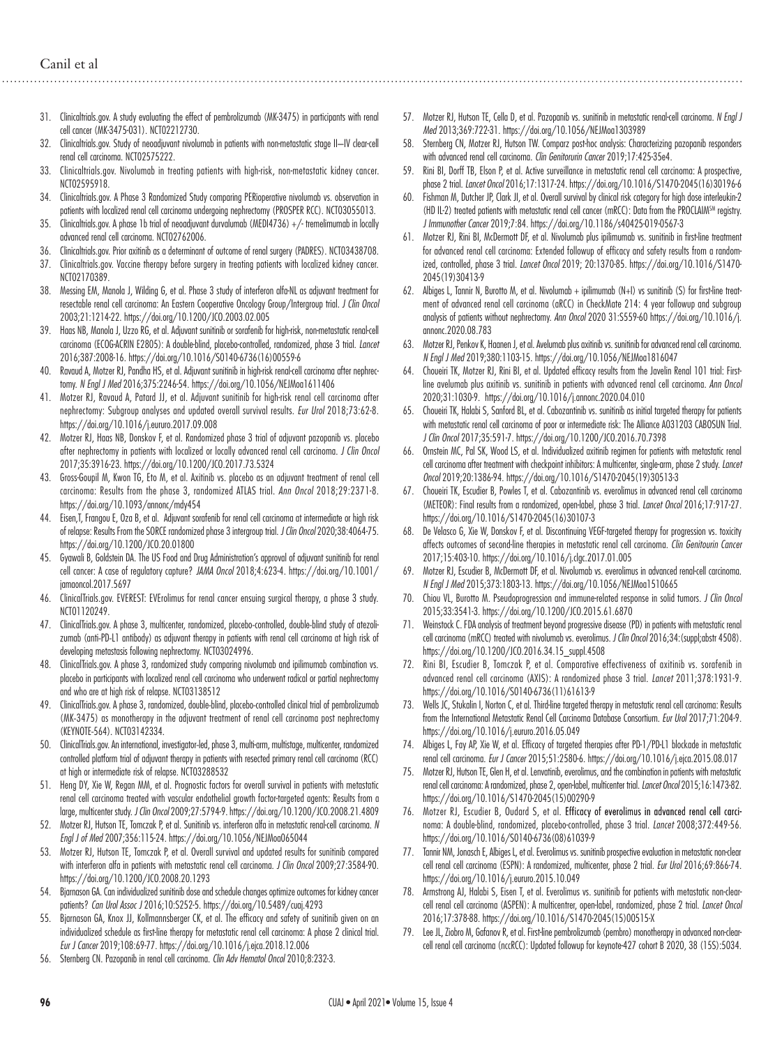31. Clinicaltrials.gov. A study evaluating the effect of pembrolizumab (MK-3475) in participants with renal cell cancer (MK-3475-031). NCT02212730.
32. Clinicaltrials.gov. Study of neoadjuvant nivolumab in patients with non-metastatic stage II–IV clear-cell renal cell carcinoma. NCT02575222.
33. Clinicaltrials.gov. Nivolumab in treating patients with high-risk, non-metastatic kidney cancer. NCT02595918.
34. Clinicaltrials.gov. A Phase 3 Randomized Study comparing PERioperative nivolumab vs. observation in patients with localized renal cell carcinoma undergoing nephrectomy (PROSPER RCC). NCT03055013.
35. Clinicaltrials.gov. A phase 1b trial of neoadjuvant durvalumab (MEDI4736) +/- tremelimumab in locally advanced renal cell carcinoma. NCT02762006.
36. Clinicaltrials.gov. Prior axitinib as a determinant of outcome of renal surgery (PADRES). NCT03438708.
37. Clinicaltrials.gov. Vaccine therapy before surgery in treating patients with localized kidney cancer. NCT02170389.
38. Messing EM, Manola J, Wilding G, et al. Phase 3 study of interferon alfa-NL as adjuvant treatment for resectable renal cell carcinoma: An Eastern Cooperative Oncology Group/Intergroup trial. *J Clin Oncol* 2003;21:1214-22. https://doi.org/10.1200/JCO.2003.02.005
39. Haas NB, Manola J, Uzzo RG, et al. Adjuvant sunitinib or sorafenib for high-risk, non-metastatic renal-cell carcinoma (ECOG-ACRIN E2805): A double-blind, placebo-controlled, randomized, phase 3 trial. *Lancet* 2016;387:2008-16. https://doi.org/10.1016/S0140-6736(16)00559-6
40. Ravaud A, Motzer RJ, Pandha HS, et al. Adjuvant sunitinib in high-risk renal-cell carcinoma after nephrectomy. *N Engl J Med* 2016;375:2246-54. https://doi.org/10.1056/NEJMoa1611406
41. Motzer RJ, Ravaud A, Patard JJ, et al. Adjuvant sunitinib for high-risk renal cell carcinoma after nephrectomy: Subgroup analyses and updated overall survival results. *Eur Urol* 2018;73:62-8. https://doi.org/10.1016/j.eururo.2017.09.008
42. Motzer RJ, Haas NB, Donskov F, et al. Randomized phase 3 trial of adjuvant pazopanib vs. placebo after nephrectomy in patients with localized or locally advanced renal cell carcinoma. *J Clin Oncol* 2017;35:3916-23. https://doi.org/10.1200/JCO.2017.73.5324
43. Gross-Goupil M, Kwon TG, Eto M, et al. Axitinib vs. placebo as an adjuvant treatment of renal cell carcinoma: Results from the phase 3, randomized ATLAS trial. *Ann Oncol* 2018;29:2371-8. https://doi.org/10.1093/annonc/mdy454
44. Eisen,T, Frangou E, Oza B, et al. Adjuvant sorafenib for renal cell carcinoma at intermediate or high risk of relapse: Results From the SORCE randomized phase 3 intergroup trial. *J Clin Oncol* 2020;38:4064-75. https://doi.org/10.1200/JCO.20.01800
45. Gyawali B, Goldstein DA. The US Food and Drug Administration's approval of adjuvant sunitinib for renal cell cancer: A case of regulatory capture? *JAMA Oncol* 2018;4:623-4. https://doi.org/10.1001/jamaoncol.2017.5697
46. ClinicalTrials.gov. EVEREST: EVErolimus for renal cancer ensuing surgical therapy, a phase 3 study. NCT01120249.
47. ClinicalTrials.gov. A phase 3, multicenter, randomized, placebo-controlled, double-blind study of atezolizumab (anti-PD-L1 antibody) as adjuvant therapy in patients with renal cell carcinoma at high risk of developing metastasis following nephrectomy. NCT03024996.
48. ClinicalTrials.gov. A phase 3, randomized study comparing nivolumab and ipilimumab combination vs. placebo in participants with localized renal cell carcinoma who underwent radical or partial nephrectomy and who are at high risk of relapse. NCT03138512
49. ClinicalTrials.gov. A phase 3, randomized, double-blind, placebo-controlled clinical trial of pembrolizumab (MK-3475) as monotherapy in the adjuvant treatment of renal cell carcinoma post nephrectomy (KEYNOTE-564). NCT03142334.
50. ClinicalTrials.gov. An international, investigator-led, phase 3, multi-arm, multistage, multicenter, randomized controlled platform trial of adjuvant therapy in patients with resected primary renal cell carcinoma (RCC) at high or intermediate risk of relapse. NCT03288532
51. Heng DY, Xie W, Regan MM, et al. Prognostic factors for overall survival in patients with metastatic renal cell carcinoma treated with vascular endothelial growth factor-targeted agents: Results from a large, multicenter study. *J Clin Oncol* 2009;27:5794-9. https://doi.org/10.1200/JCO.2008.21.4809
52. Motzer RJ, Hutson TE, Tomczak P, et al. Sunitinib vs. interferon alfa in metastatic renal-cell carcinoma. *N Engl J of Med* 2007;356:115-24. https://doi.org/10.1056/NEJMoa065044
53. Motzer RJ, Hutson TE, Tomczak P, et al. Overall survival and updated results for sunitinib compared with interferon alfa in patients with metastatic renal cell carcinoma. *J Clin Oncol* 2009;27:3584-90. https://doi.org/10.1200/JCO.2008.20.1293
54. Bjarnason GA. Can individualized sunitinib dose and schedule changes optimize outcomes for kidney cancer patients? *Can Urol Assoc J* 2016;10:S252-5. https://doi.org/10.5489/cuaj.4293
55. Bjarnason GA, Knox JJ, Kollmannsberger CK, et al. The efficacy and safety of sunitinib given on an individualized schedule as first-line therapy for metastatic renal cell carcinoma: A phase 2 clinical trial. *Eur J Cancer* 2019;108:69-77. https://doi.org/10.1016/j.ejca.2018.12.006
56. Sternberg CN. Pazopanib in renal cell carcinoma. *Clin Adv Hematol Oncol* 2010;8:232-3.
57. Motzer RJ, Hutson TE, Cella D, et al. Pazopanib vs. sunitinib in metastatic renal-cell carcinoma. *N Engl J Med* 2013;369:722-31. https://doi.org/10.1056/NEJMoa1303989
58. Sternberg CN, Motzer RJ, Hutson TW. Comparz post-hoc analysis: Characterizing pazopanib responders with advanced renal cell carcinoma. *Clin Genitorurin Cancer* 2019;17:425-35e4.
59. Rini BI, Dorff TB, Elson P, et al. Active surveillance in metastatic renal cell carcinoma: A prospective, phase 2 trial. *Lancet Oncol* 2016;17:1317-24. https://doi.org/10.1016/S1470-2045(16)30196-6
60. Fishman M, Dutcher JP, Clark JI, et al. Overall survival by clinical risk category for high dose interleukin-2 (HD IL-2) treated patients with metastatic renal cell cancer (mRCC): Data from the PROCLAIMSM registry. *J Immunother Cancer* 2019;7:84. https://doi.org/10.1186/s40425-019-0567-3
61. Motzer RJ, Rini BI, McDermott DF, et al. Nivolumab plus ipilimumab vs. sunitinib in first-line treatment for advanced renal cell carcinoma: Extended followup of efficacy and safety results from a randomized, controlled, phase 3 trial. *Lancet Oncol* 2019; 20:1370-85. https://doi.org/10.1016/S1470-2045(19)30413-9
62. Albiges L, Tannir N, Burotto M, et al. Nivolumab + ipilimumab (N+I) vs sunitinib (S) for first-line treatment of advanced renal cell carcinoma (aRCC) in CheckMate 214: 4 year followup and subgroup analysis of patients without nephrectomy. *Ann Oncol* 2020 31:S559-60 https://doi.org/10.1016/j.annonc.2020.08.783
63. Motzer RJ, Penkov K, Haanen J, et al. Avelumab plus axitinib vs. sunitinib for advanced renal cell carcinoma. *N Engl J Med* 2019;380:1103-15. https://doi.org/10.1056/NEJMoa1816047
64. Choueiri TK, Motzer RJ, Rini BI, et al. Updated efficacy results from the Javelin Renal 101 trial: First-line avelumab plus axitinib vs. sunitinib in patients with advanced renal cell carcinoma. *Ann Oncol* 2020;31:1030-9. https://doi.org/10.1016/j.annonc.2020.04.010
65. Choueiri TK, Halabi S, Sanford BL, et al. Cabozantinib vs. sunitinib as initial targeted therapy for patients with metastatic renal cell carcinoma of poor or intermediate risk: The Alliance A031203 CABOSUN Trial. *J Clin Oncol* 2017;35:591-7. https://doi.org/10.1200/JCO.2016.70.7398
66. Ornstein MC, Pal SK, Wood LS, et al. Individualized axitinib regimen for patients with metastatic renal cell carcinoma after treatment with checkpoint inhibitors: A multicenter, single-arm, phase 2 study. *Lancet Oncol* 2019;20:1386-94. https://doi.org/10.1016/S1470-2045(19)30513-3
67. Choueiri TK, Escudier B, Powles T, et al. Cabozantinib vs. everolimus in advanced renal cell carcinoma (METEOR): Final results from a randomized, open-label, phase 3 trial. *Lancet Oncol* 2016;17:917-27. https://doi.org/10.1016/S1470-2045(16)30107-3
68. De Velasco G, Xie W, Donskov F, et al. Discontinuing VEGF-targeted therapy for progression vs. toxicity affects outcomes of second-line therapies in metastatic renal cell carcinoma. *Clin Genitourin Cancer* 2017;15:403-10. https://doi.org/10.1016/j.clgc.2017.01.005
69. Motzer RJ, Escudier B, McDermott DF, et al. Nivolumab vs. everolimus in advanced renal-cell carcinoma. *N Engl J Med* 2015;373:1803-13. https://doi.org/10.1056/NEJMoa1510665
70. Chiou VL, Burotto M. Pseudoprogression and immune-related response in solid tumors. *J Clin Oncol* 2015;33:3541-3. https://doi.org/10.1200/JCO.2015.61.6870
71. Weinstock C. FDA analysis of treatment beyond progressive disease (PD) in patients with metastatic renal cell carcinoma (mRCC) treated with nivolumab vs. everolimus. *J Clin Oncol* 2016;34:(suppl;abstr 4508). https://doi.org/10.1200/JCO.2016.34.15_suppl.4508
72. Rini BI, Escudier B, Tomczak P, et al. Comparative effectiveness of axitinib vs. sorafenib in advanced renal cell carcinoma (AXIS): A randomized phase 3 trial. *Lancet* 2011;378:1931-9. https://doi.org/10.1016/S0140-6736(11)61613-9
73. Wells JC, Stukalin I, Norton C, et al. Third-line targeted therapy in metastatic renal cell carcinoma: Results from the International Metastatic Renal Cell Carcinoma Database Consortium. *Eur Urol* 2017;71:204-9. https://doi.org/10.1016/j.eururo.2016.05.049
74. Albiges L, Fay AP, Xie W, et al. Efficacy of targeted therapies after PD-1/PD-L1 blockade in metastatic renal cell carcinoma. *Eur J Cancer* 2015;51:2580-6. https://doi.org/10.1016/j.ejca.2015.08.017
75. Motzer RJ, Hutson TE, Glen H, et al. Lenvatinib, everolimus, and the combination in patients with metastatic renal cell carcinoma: A randomized, phase 2, open-label, multicenter trial. *Lancet Oncol* 2015;16:1473-82. https://doi.org/10.1016/S1470-2045(15)00290-9
76. Motzer RJ, Escudier B, Oudard S, et al. Efficacy of everolimus in advanced renal cell carcinoma: A double-blind, randomized, placebo-controlled, phase 3 trial. *Lancet* 2008;372:449-56. https://doi.org/10.1016/S0140-6736(08)61039-9
77. Tannir NM, Jonasch E, Albiges L, et al. Everolimus vs. sunitinib prospective evaluation in metastatic non-clear cell renal cell carcinoma (ESPN): A randomized, multicenter, phase 2 trial. *Eur Urol* 2016;69:866-74. https://doi.org/10.1016/j.eururo.2015.10.049
78. Armstrong AJ, Halabi S, Eisen T, et al. Everolimus vs. sunitinib for patients with metastatic non-clear-cell renal cell carcinoma (ASPEN): A multicentrer, open-label, randomized, phase 2 trial. *Lancet Oncol* 2016;17:378-88. https://doi.org/10.1016/S1470-2045(15)00515-X
79. Lee JL, Ziobro M, Gafanov R, et al. First-line pembrolizumab (pembro) monotherapy in advanced non-clear-cell renal cell carcinoma (nccRCC): Updated followup for keynote-427 cohort B 2020, 38 (15S):5034.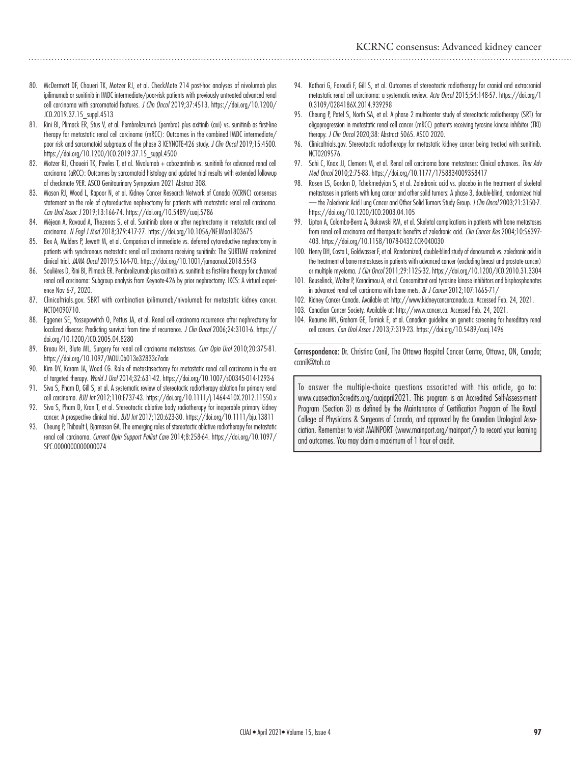80. McDermott DF, Choueri TK, Motzer RJ, et al. CheckMate 214 post-hoc analyses of nivolumab plus ipilimumab or sunitinib in IMDC intermediate/poor-risk patients with previously untreated advanced renal cell carcinoma with sarcomatoid features. *J Clin Oncol* 2019;37:4513. https://doi.org/10.1200/JCO.2019.37.15_suppl.4513
81. Rini BI, Plimack ER, Stus V, et al. Pembrolizumab (pembro) plus axitinib (axi) vs. sunitinib as first-line therapy for metastatic renal cell carcinoma (mRCC): Outcomes in the combined IMDC intermediate/poor risk and sarcomatoid subgroups of the phase 3 KEYNOTE-426 study. *J Clin Oncol* 2019;15:4500. https://doi.org/10.1200/JCO.2019.37.15_suppl.4500
82. Motzer RJ, Choueiri TK, Powles T, et al. Nivolumab + cabozantinib vs. sunitinib for advanced renal cell carcinoma (aRCC): Outcomes by sarcomatoid histology and updated trial results with extended followup of checkmate 9ER. ASCO Genitourinary Symposium 2021 Abstract 308.
83. Mason RJ, Wood L, Kapoor N, et al. Kidney Cancer Research Network of Canada (KCRNC) consensus statement on the role of cytoreductive nephrectomy for patients with metastatic renal cell carcinoma. *Can Urol Assoc J* 2019;13:166-74. https://doi.org/10.5489/cuaj.5786
84. Méjean A, Ravaud A, Thezenas S, et al. Sunitinib alone or after nephrectomy in metastatic renal cell carcinoma. *N Engl J Med* 2018;379:417-27. https://doi.org/10.1056/NEJMoa1803675
85. Bex A, Mulders P, Jewett M, et al. Comparison of immediate vs. deferred cytoreductive nephrectomy in patients with synchronous metastatic renal cell carcinoma receiving sunitinib: The SURTIME randomized clinical trial. *JAMA Oncol* 2019;5:164-70. https://doi.org/10.1001/jamaoncol.2018.5543
86. Soulières D, Rini BI, Plimack ER. Pembrolizumab plus axitinib vs. sunitinib as first-line therapy for advanced renal cell carcinoma: Subgroup analysis from Keynote-426 by prior nephrectomy. IKCS: A virtual experience Nov 6-7, 2020.
87. Clinicaltrials.gov. SBRT with combination ipilimumab/nivolumab for metastatic kidney cancer. NCT04090710.
88. Eggener SE, Yossepowitch O, Pettus JA, et al. Renal cell carcinoma recurrence after nephrectomy for localized disease: Predicting survival from time of recurrence. *J Clin Oncol* 2006;24:3101-6. https://doi.org/10.1200/JCO.2005.04.8280
89. Breau RH, Blute ML. Surgery for renal cell carcinoma metastases. *Curr Opin Urol* 2010;20:375-81. https://doi.org/10.1097/MOU.0b013e32833c7ada
90. Kim DY, Karam JA, Wood CG. Role of metastasectomy for metastatic renal cell carcinoma in the era of targeted therapy. *World J Urol* 2014;32:631-42. https://doi.org/10.1007/s00345-014-1293-6
91. Siva S, Pham D, Gill S, et al. A systematic review of stereotactic radiotherapy ablation for primary renal cell carcinoma. *BJU Int* 2012;110:E737-43. https://doi.org/10.1111/j.1464-410X.2012.11550.x
92. Siva S, Pham D, Kron T, et al. Stereotactic ablative body radiotherapy for inoperable primary kidney cancer: A prospective clinical trial. *BJU Int* 2017;120:623-30. https://doi.org/10.1111/bju.13811
93. Cheung P, Thibault I, Bjarnason GA. The emerging roles of stereotactic ablative radiotherapy for metastatic renal cell carcinoma. *Current Opin Support Palliat Care* 2014;8:258-64. https://doi.org/10.1097/SPC.0000000000000074
94. Kothari G, Foroudi F, Gill S, et al. Outcomes of stereotactic radiotherapy for cranial and extracranial metastatic renal cell carcinoma: a systematic review. *Acta Oncol* 2015;54:148-57. https://doi.org/10.3109/0284186X.2014.939298
95. Cheung P, Patel S, North SA, et al. A phase 2 multicenter study of stereotactic radiotherapy (SRT) for oligoprogression in metastatic renal cell cancer (mRCC) patients receiving tyrosine kinase inhibitor (TKI) therapy. *J Clin Oncol* 2020;38: Abstract 5065. ASCO 2020.
96. Clinicaltrials.gov. Stereotactic radiotherapy for metastatic kidney cancer being treated with sunitinib. NCT0209576.
97. Sahi C, Knox JJ, Clemons M, et al. Renal cell carcinoma bone metastases: Clinical advances. *Ther Adv Med Oncol* 2010;2:75-83. https://doi.org/10.1177/1758834009358417
98. Rosen LS, Gordon D, Tchekmedyian S, et al. Zoledronic acid vs. placebo in the treatment of skeletal metastases in patients with lung cancer and other solid tumors: A phase 3, double-blind, randomized trial — the Zoledronic Acid Lung Cancer and Other Solid Tumors Study Group. *J Clin Oncol* 2003;21:3150-7. https://doi.org/10.1200/JCO.2003.04.105
99. Lipton A, Colombo-Berra A, Bukowski RM, et al. Skeletal complications in patients with bone metastases from renal cell carcinoma and therapeutic benefits of zoledronic acid. *Clin Cancer Res* 2004;10:S6397-403. https://doi.org/10.1158/1078-0432.CCR-040030
100. Henry DH, Costa L, Goldwasser F, et al. Randomized, double-blind study of denosumab vs. zoledronic acid in the treatment of bone metastases in patients with advanced cancer (excluding breast and prostate cancer) or multiple myeloma. *J Clin Oncol* 2011;29:1125-32. https://doi.org/10.1200/JCO.2010.31.3304
101. Beuselinck, Wolter P, Karadimou A, et al. Concomitant oral tyrosine kinase inhibitors and bisphosphonates in advanced renal cell carcinoma with bone mets. *Br J Cancer* 2012;107:1665-71/
102. Kidney Cancer Canada. Available at: http://www.kidneycancercanada.ca. Accessed Feb. 24, 2021.
103. Canadian Cancer Society. Available at: http://www.cancer.ca. Accessed Feb. 24, 2021.
104. Reaume MN, Graham GE, Tomiak E, et al. Canadian guideline on genetic screening for hereditary renal cell cancers. *Can Urol Assoc J* 2013;7:319-23. https://doi.org/10.5489/cuaj.1496

**Correspondence:** Dr. Christina Canil, The Ottawa Hospital Cancer Centre, Ottawa, ON, Canada; ccanil@toh.ca

To answer the multiple-choice questions associated with this article, go to: www.cuasection3credits.org/cuajapril2021. This program is an Accredited Self-Assess-ment Program (Section 3) as defined by the Maintenance of Certification Program of The Royal College of Physicians & Surgeons of Canada, and approved by the Canadian Urological Association. Remember to visit MAINPORT (www.mainport.org/mainport/) to record your learning and outcomes. You may claim a maximum of 1 hour of credit.